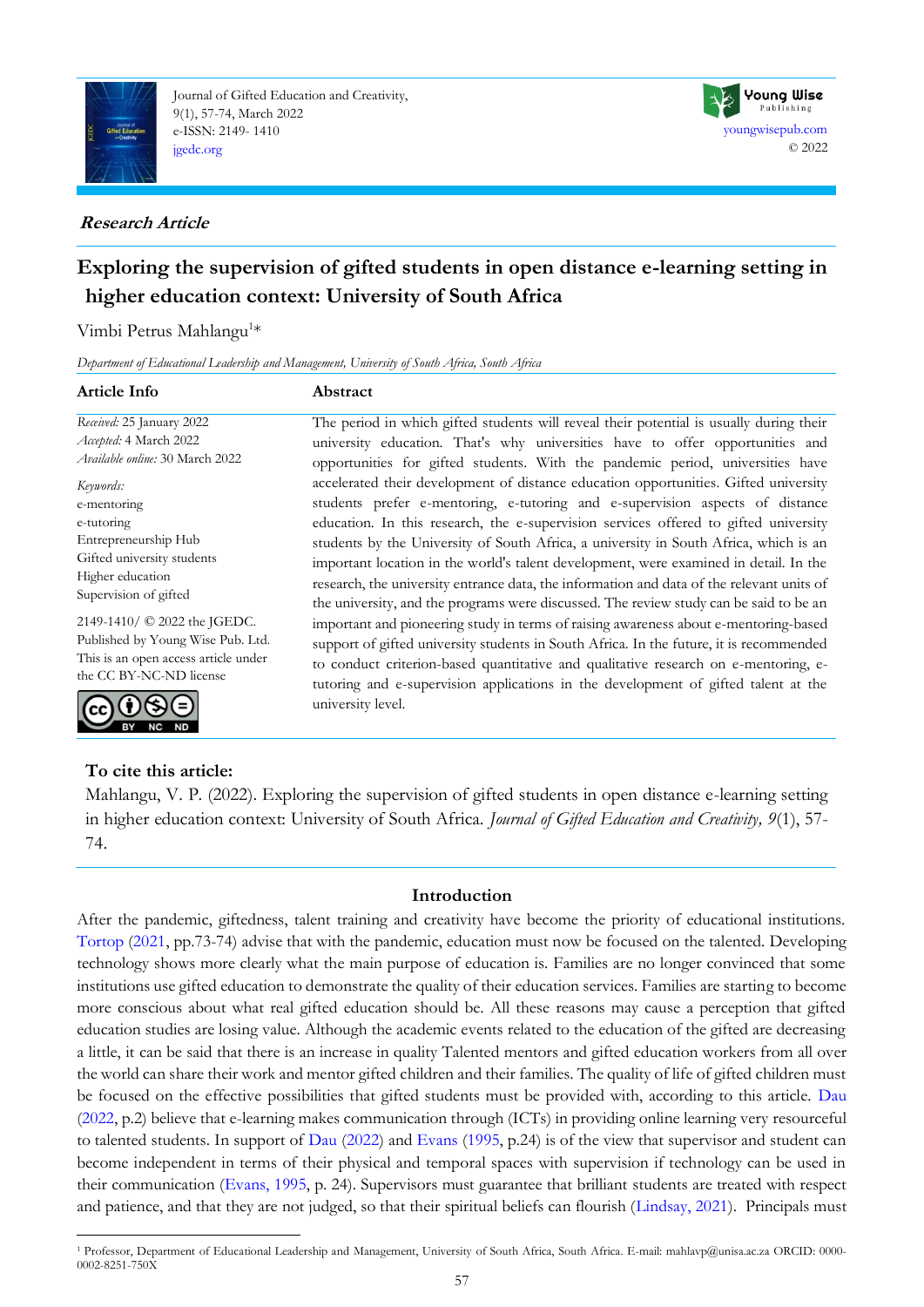Journal of Gifted Education and Creativity, 9(1), 57-74, March 2022
e-ISSN: 2149- 1410
jgedc.org

Young Wise Publishing
youngwisepub.com
© 2022

***Research Article***

# Exploring the supervision of gifted students in open distance e-learning setting in higher education context: University of South Africa

Vimbi Petrus Mahlangu[1]*

*Department of Educational Leadership and Management, University of South Africa, South Africa*

## Article Info

*Received:* 25 January 2022
*Accepted:* 4 March 2022
*Available online:* 30 March 2022

*Keywords:*
e-mentoring
e-tutoring
Entrepreneurship Hub
Gifted university students
Higher education
Supervision of gifted

2149-1410/ © 2022 the JGEDC. Published by Young Wise Pub. Ltd. This is an open access article under the CC BY-NC-ND license

## Abstract

The period in which gifted students will reveal their potential is usually during their university education. That's why universities have to offer opportunities and opportunities for gifted students. With the pandemic period, universities have accelerated their development of distance education opportunities. Gifted university students prefer e-mentoring, e-tutoring and e-supervision aspects of distance education. In this research, the e-supervision services offered to gifted university students by the University of South Africa, a university in South Africa, which is an important location in the world's talent development, were examined in detail. In the research, the university entrance data, the information and data of the relevant units of the university, and the programs were discussed. The review study can be said to be an important and pioneering study in terms of raising awareness about e-mentoring-based support of gifted university students in South Africa. In the future, it is recommended to conduct criterion-based quantitative and qualitative research on e-mentoring, e-tutoring and e-supervision applications in the development of gifted talent at the university level.

**To cite this article:**
Mahlangu, V. P. (2022). Exploring the supervision of gifted students in open distance e-learning setting in higher education context: University of South Africa. *Journal of Gifted Education and Creativity, 9*(1), 57-74.

## Introduction

After the pandemic, giftedness, talent training and creativity have become the priority of educational institutions. Tortop (2021, pp.73-74) advise that with the pandemic, education must now be focused on the talented. Developing technology shows more clearly what the main purpose of education is. Families are no longer convinced that some institutions use gifted education to demonstrate the quality of their education services. Families are starting to become more conscious about what real gifted education should be. All these reasons may cause a perception that gifted education studies are losing value. Although the academic events related to the education of the gifted are decreasing a little, it can be said that there is an increase in quality Talented mentors and gifted education workers from all over the world can share their work and mentor gifted children and their families. The quality of life of gifted children must be focused on the effective possibilities that gifted students must be provided with, according to this article. Dau (2022, p.2) believe that e-learning makes communication through (ICTs) in providing online learning very resourceful to talented students. In support of Dau (2022) and Evans (1995, p.24) is of the view that supervisor and student can become independent in terms of their physical and temporal spaces with supervision if technology can be used in their communication (Evans, 1995, p. 24). Supervisors must guarantee that brilliant students are treated with respect and patience, and that they are not judged, so that their spiritual beliefs can flourish (Lindsay, 2021). Principals must

---

[1] Professor, Department of Educational Leadership and Management, University of South Africa, South Africa. E-mail: mahlavp@unisa.ac.za ORCID: 0000-0002-8251-750X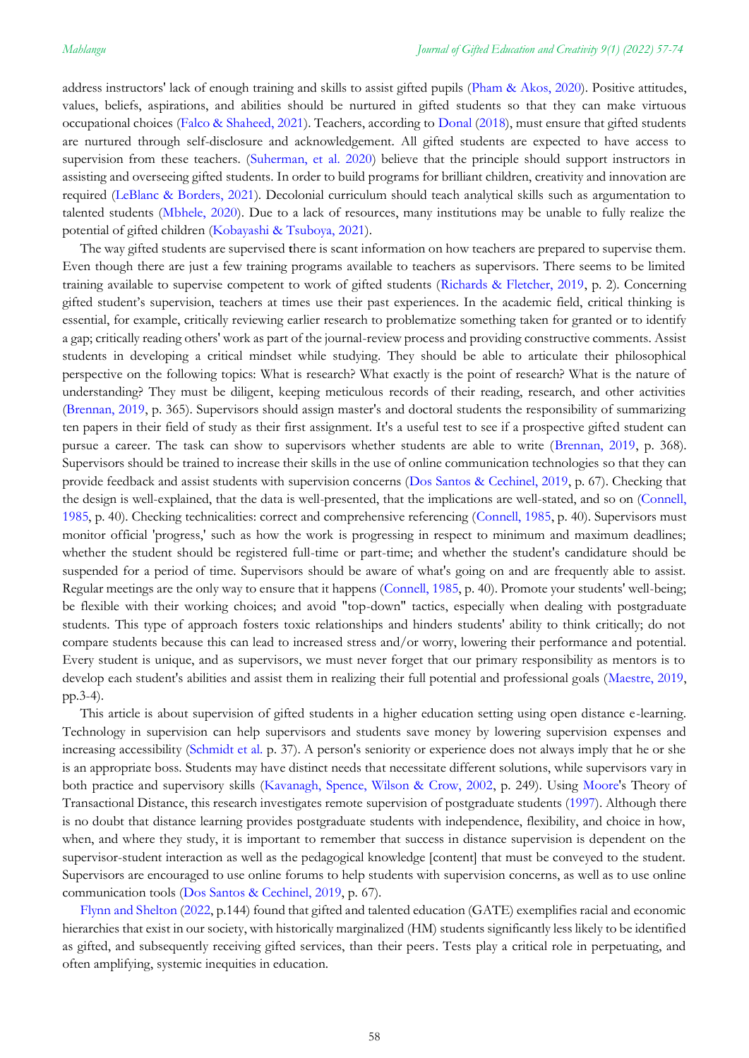address instructors' lack of enough training and skills to assist gifted pupils (Pham & Akos, 2020). Positive attitudes, values, beliefs, aspirations, and abilities should be nurtured in gifted students so that they can make virtuous occupational choices (Falco & Shaheed, 2021). Teachers, according to Donal (2018), must ensure that gifted students are nurtured through self-disclosure and acknowledgement. All gifted students are expected to have access to supervision from these teachers. (Suherman, et al. 2020) believe that the principle should support instructors in assisting and overseeing gifted students. In order to build programs for brilliant children, creativity and innovation are required (LeBlanc & Borders, 2021). Decolonial curriculum should teach analytical skills such as argumentation to talented students (Mbhele, 2020). Due to a lack of resources, many institutions may be unable to fully realize the potential of gifted children (Kobayashi & Tsuboya, 2021).

The way gifted students are supervised there is scant information on how teachers are prepared to supervise them. Even though there are just a few training programs available to teachers as supervisors. There seems to be limited training available to supervise competent to work of gifted students (Richards & Fletcher, 2019, p. 2). Concerning gifted student's supervision, teachers at times use their past experiences. In the academic field, critical thinking is essential, for example, critically reviewing earlier research to problematize something taken for granted or to identify a gap; critically reading others' work as part of the journal-review process and providing constructive comments. Assist students in developing a critical mindset while studying. They should be able to articulate their philosophical perspective on the following topics: What is research? What exactly is the point of research? What is the nature of understanding? They must be diligent, keeping meticulous records of their reading, research, and other activities (Brennan, 2019, p. 365). Supervisors should assign master's and doctoral students the responsibility of summarizing ten papers in their field of study as their first assignment. It's a useful test to see if a prospective gifted student can pursue a career. The task can show to supervisors whether students are able to write (Brennan, 2019, p. 368). Supervisors should be trained to increase their skills in the use of online communication technologies so that they can provide feedback and assist students with supervision concerns (Dos Santos & Cechinel, 2019, p. 67). Checking that the design is well-explained, that the data is well-presented, that the implications are well-stated, and so on (Connell, 1985, p. 40). Checking technicalities: correct and comprehensive referencing (Connell, 1985, p. 40). Supervisors must monitor official 'progress,' such as how the work is progressing in respect to minimum and maximum deadlines; whether the student should be registered full-time or part-time; and whether the student's candidature should be suspended for a period of time. Supervisors should be aware of what's going on and are frequently able to assist. Regular meetings are the only way to ensure that it happens (Connell, 1985, p. 40). Promote your students' well-being; be flexible with their working choices; and avoid "top-down" tactics, especially when dealing with postgraduate students. This type of approach fosters toxic relationships and hinders students' ability to think critically; do not compare students because this can lead to increased stress and/or worry, lowering their performance and potential. Every student is unique, and as supervisors, we must never forget that our primary responsibility as mentors is to develop each student's abilities and assist them in realizing their full potential and professional goals (Maestre, 2019, pp.3-4).

This article is about supervision of gifted students in a higher education setting using open distance e-learning. Technology in supervision can help supervisors and students save money by lowering supervision expenses and increasing accessibility (Schmidt et al. p. 37). A person's seniority or experience does not always imply that he or she is an appropriate boss. Students may have distinct needs that necessitate different solutions, while supervisors vary in both practice and supervisory skills (Kavanagh, Spence, Wilson & Crow, 2002, p. 249). Using Moore's Theory of Transactional Distance, this research investigates remote supervision of postgraduate students (1997). Although there is no doubt that distance learning provides postgraduate students with independence, flexibility, and choice in how, when, and where they study, it is important to remember that success in distance supervision is dependent on the supervisor-student interaction as well as the pedagogical knowledge [content] that must be conveyed to the student. Supervisors are encouraged to use online forums to help students with supervision concerns, as well as to use online communication tools (Dos Santos & Cechinel, 2019, p. 67).

Flynn and Shelton (2022, p.144) found that gifted and talented education (GATE) exemplifies racial and economic hierarchies that exist in our society, with historically marginalized (HM) students significantly less likely to be identified as gifted, and subsequently receiving gifted services, than their peers. Tests play a critical role in perpetuating, and often amplifying, systemic inequities in education.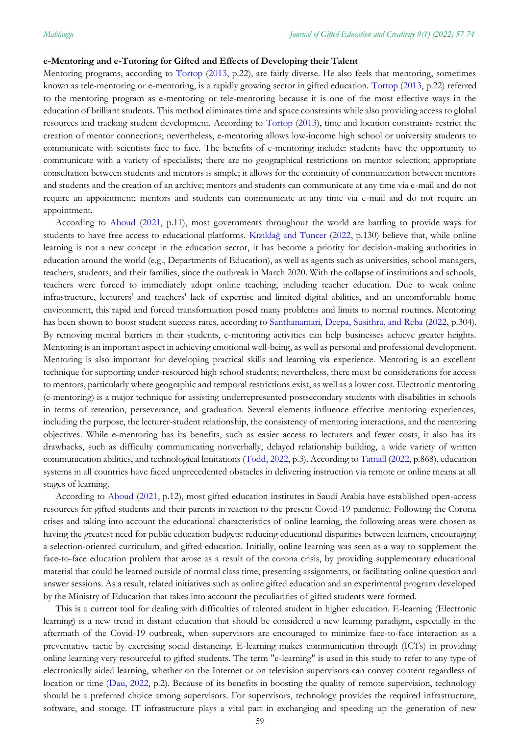**e-Mentoring and e-Tutoring for Gifted and Effects of Developing their Talent**

Mentoring programs, according to Tortop (2013, p.22), are fairly diverse. He also feels that mentoring, sometimes known as tele-mentoring or e-mentoring, is a rapidly growing sector in gifted education. Tortop (2013, p.22) referred to the mentoring program as e-mentoring or tele-mentoring because it is one of the most effective ways in the education of brilliant students. This method eliminates time and space constraints while also providing access to global resources and tracking student development. According to Tortop (2013), time and location constraints restrict the creation of mentor connections; nevertheless, e-mentoring allows low-income high school or university students to communicate with scientists face to face. The benefits of e-mentoring include: students have the opportunity to communicate with a variety of specialists; there are no geographical restrictions on mentor selection; appropriate consultation between students and mentors is simple; it allows for the continuity of communication between mentors and students and the creation of an archive; mentors and students can communicate at any time via e-mail and do not require an appointment; mentors and students can communicate at any time via e-mail and do not require an appointment.

According to Aboud (2021, p.11), most governments throughout the world are battling to provide ways for students to have free access to educational platforms. Kızıldağ and Tuncer (2022, p.130) believe that, while online learning is not a new concept in the education sector, it has become a priority for decision-making authorities in education around the world (e.g., Departments of Education), as well as agents such as universities, school managers, teachers, students, and their families, since the outbreak in March 2020. With the collapse of institutions and schools, teachers were forced to immediately adopt online teaching, including teacher education. Due to weak online infrastructure, lecturers' and teachers' lack of expertise and limited digital abilities, and an uncomfortable home environment, this rapid and forced transformation posed many problems and limits to normal routines. Mentoring has been shown to boost student success rates, according to Santhanamari, Deepa, Susithra, and Reba (2022, p.304). By removing mental barriers in their students, e-mentoring activities can help businesses achieve greater heights. Mentoring is an important aspect in achieving emotional well-being, as well as personal and professional development. Mentoring is also important for developing practical skills and learning via experience. Mentoring is an excellent technique for supporting under-resourced high school students; nevertheless, there must be considerations for access to mentors, particularly where geographic and temporal restrictions exist, as well as a lower cost. Electronic mentoring (e-mentoring) is a major technique for assisting underrepresented postsecondary students with disabilities in schools in terms of retention, perseverance, and graduation. Several elements influence effective mentoring experiences, including the purpose, the lecturer-student relationship, the consistency of mentoring interactions, and the mentoring objectives. While e-mentoring has its benefits, such as easier access to lecturers and fewer costs, it also has its drawbacks, such as difficulty communicating nonverbally, delayed relationship building, a wide variety of written communication abilities, and technological limitations (Todd, 2022, p.3). According to Tatnall (2022, p.868), education systems in all countries have faced unprecedented obstacles in delivering instruction via remote or online means at all stages of learning.

According to Aboud (2021, p.12), most gifted education institutes in Saudi Arabia have established open-access resources for gifted students and their parents in reaction to the present Covid-19 pandemic. Following the Corona crises and taking into account the educational characteristics of online learning, the following areas were chosen as having the greatest need for public education budgets: reducing educational disparities between learners, encouraging a selection-oriented curriculum, and gifted education. Initially, online learning was seen as a way to supplement the face-to-face education problem that arose as a result of the corona crisis, by providing supplementary educational material that could be learned outside of normal class time, presenting assignments, or facilitating online question and answer sessions. As a result, related initiatives such as online gifted education and an experimental program developed by the Ministry of Education that takes into account the peculiarities of gifted students were formed.

This is a current tool for dealing with difficulties of talented student in higher education. E-learning (Electronic learning) is a new trend in distant education that should be considered a new learning paradigm, especially in the aftermath of the Covid-19 outbreak, when supervisors are encouraged to minimize face-to-face interaction as a preventative tactic by exercising social distancing. E-learning makes communication through (ICTs) in providing online learning very resourceful to gifted students. The term "e-learning" is used in this study to refer to any type of electronically aided learning, whether on the Internet or on television supervisors can convey content regardless of location or time (Dau, 2022, p.2). Because of its benefits in boosting the quality of remote supervision, technology should be a preferred choice among supervisors. For supervisors, technology provides the required infrastructure, software, and storage. IT infrastructure plays a vital part in exchanging and speeding up the generation of new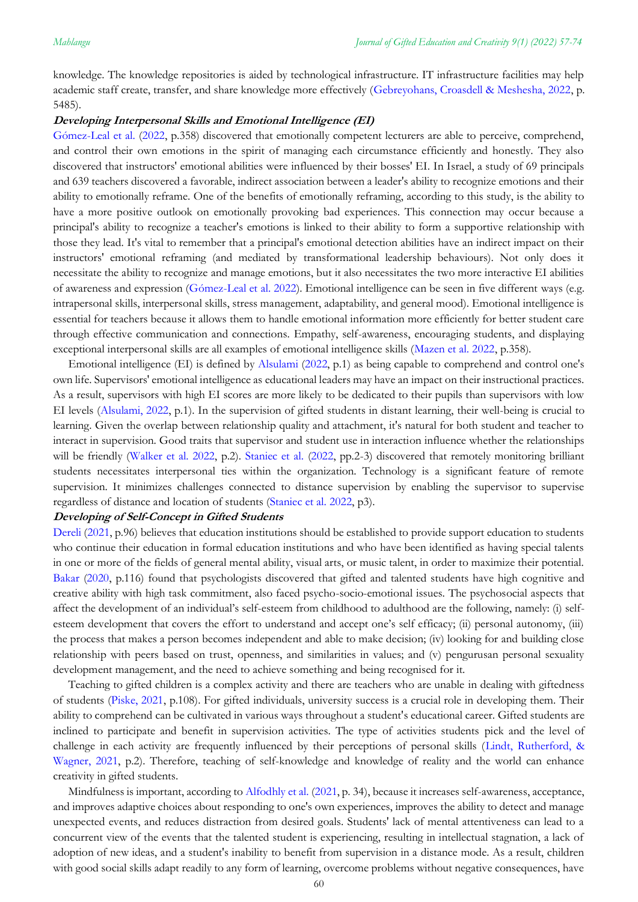knowledge. The knowledge repositories is aided by technological infrastructure. IT infrastructure facilities may help academic staff create, transfer, and share knowledge more effectively (Gebreyohans, Croasdell & Meshesha, 2022, p. 5485).

### *Developing Interpersonal Skills and Emotional Intelligence (EI)*

Gómez-Leal et al. (2022, p.358) discovered that emotionally competent lecturers are able to perceive, comprehend, and control their own emotions in the spirit of managing each circumstance efficiently and honestly. They also discovered that instructors' emotional abilities were influenced by their bosses' EI. In Israel, a study of 69 principals and 639 teachers discovered a favorable, indirect association between a leader's ability to recognize emotions and their ability to emotionally reframe. One of the benefits of emotionally reframing, according to this study, is the ability to have a more positive outlook on emotionally provoking bad experiences. This connection may occur because a principal's ability to recognize a teacher's emotions is linked to their ability to form a supportive relationship with those they lead. It's vital to remember that a principal's emotional detection abilities have an indirect impact on their instructors' emotional reframing (and mediated by transformational leadership behaviours). Not only does it necessitate the ability to recognize and manage emotions, but it also necessitates the two more interactive EI abilities of awareness and expression (Gómez-Leal et al. 2022). Emotional intelligence can be seen in five different ways (e.g. intrapersonal skills, interpersonal skills, stress management, adaptability, and general mood). Emotional intelligence is essential for teachers because it allows them to handle emotional information more efficiently for better student care through effective communication and connections. Empathy, self-awareness, encouraging students, and displaying exceptional interpersonal skills are all examples of emotional intelligence skills (Mazen et al. 2022, p.358).

Emotional intelligence (EI) is defined by Alsulami (2022, p.1) as being capable to comprehend and control one's own life. Supervisors' emotional intelligence as educational leaders may have an impact on their instructional practices. As a result, supervisors with high EI scores are more likely to be dedicated to their pupils than supervisors with low EI levels (Alsulami, 2022, p.1). In the supervision of gifted students in distant learning, their well-being is crucial to learning. Given the overlap between relationship quality and attachment, it's natural for both student and teacher to interact in supervision. Good traits that supervisor and student use in interaction influence whether the relationships will be friendly (Walker et al. 2022, p.2). Staniec et al. (2022, pp.2-3) discovered that remotely monitoring brilliant students necessitates interpersonal ties within the organization. Technology is a significant feature of remote supervision. It minimizes challenges connected to distance supervision by enabling the supervisor to supervise regardless of distance and location of students (Staniec et al. 2022, p3).

### *Developing of Self-Concept in Gifted Students*

Dereli (2021, p.96) believes that education institutions should be established to provide support education to students who continue their education in formal education institutions and who have been identified as having special talents in one or more of the fields of general mental ability, visual arts, or music talent, in order to maximize their potential. Bakar (2020, p.116) found that psychologists discovered that gifted and talented students have high cognitive and creative ability with high task commitment, also faced psycho-socio-emotional issues. The psychosocial aspects that affect the development of an individual's self-esteem from childhood to adulthood are the following, namely: (i) self-esteem development that covers the effort to understand and accept one's self efficacy; (ii) personal autonomy, (iii) the process that makes a person becomes independent and able to make decision; (iv) looking for and building close relationship with peers based on trust, openness, and similarities in values; and (v) pengurusan personal sexuality development management, and the need to achieve something and being recognised for it.

Teaching to gifted children is a complex activity and there are teachers who are unable in dealing with giftedness of students (Piske, 2021, p.108). For gifted individuals, university success is a crucial role in developing them. Their ability to comprehend can be cultivated in various ways throughout a student's educational career. Gifted students are inclined to participate and benefit in supervision activities. The type of activities students pick and the level of challenge in each activity are frequently influenced by their perceptions of personal skills (Lindt, Rutherford, & Wagner, 2021, p.2). Therefore, teaching of self-knowledge and knowledge of reality and the world can enhance creativity in gifted students.

Mindfulness is important, according to Alfodhly et al. (2021, p. 34), because it increases self-awareness, acceptance, and improves adaptive choices about responding to one's own experiences, improves the ability to detect and manage unexpected events, and reduces distraction from desired goals. Students' lack of mental attentiveness can lead to a concurrent view of the events that the talented student is experiencing, resulting in intellectual stagnation, a lack of adoption of new ideas, and a student's inability to benefit from supervision in a distance mode. As a result, children with good social skills adapt readily to any form of learning, overcome problems without negative consequences, have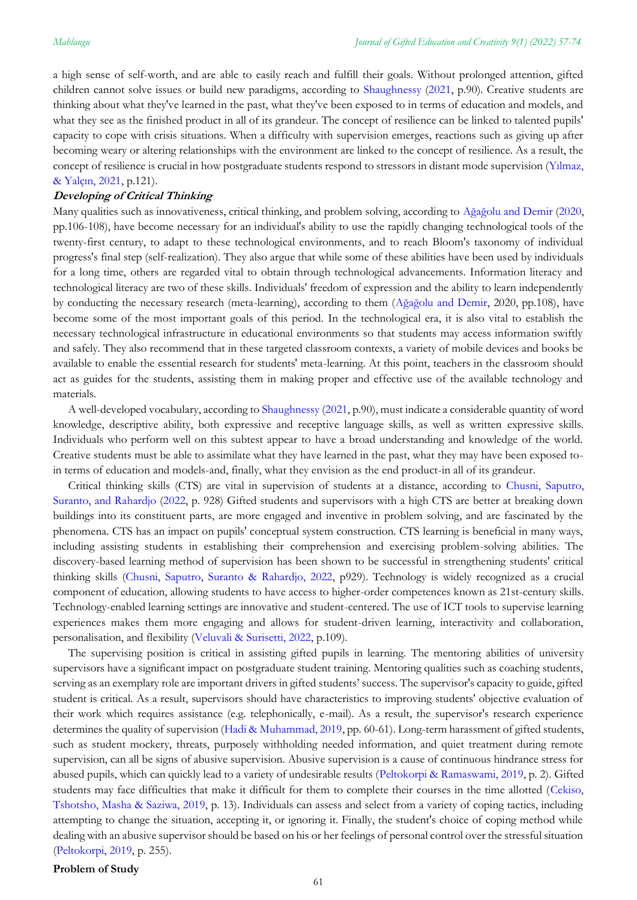a high sense of self-worth, and are able to easily reach and fulfill their goals. Without prolonged attention, gifted children cannot solve issues or build new paradigms, according to Shaughnessy (2021, p.90). Creative students are thinking about what they've learned in the past, what they've been exposed to in terms of education and models, and what they see as the finished product in all of its grandeur. The concept of resilience can be linked to talented pupils' capacity to cope with crisis situations. When a difficulty with supervision emerges, reactions such as giving up after becoming weary or altering relationships with the environment are linked to the concept of resilience. As a result, the concept of resilience is crucial in how postgraduate students respond to stressors in distant mode supervision (Yılmaz, & Yalçın, 2021, p.121).

***Developing of Critical Thinking***

Many qualities such as innovativeness, critical thinking, and problem solving, according to Ağağolu and Demir (2020, pp.106-108), have become necessary for an individual's ability to use the rapidly changing technological tools of the twenty-first century, to adapt to these technological environments, and to reach Bloom's taxonomy of individual progress's final step (self-realization). They also argue that while some of these abilities have been used by individuals for a long time, others are regarded vital to obtain through technological advancements. Information literacy and technological literacy are two of these skills. Individuals' freedom of expression and the ability to learn independently by conducting the necessary research (meta-learning), according to them (Ağağolu and Demir, 2020, pp.108), have become some of the most important goals of this period. In the technological era, it is also vital to establish the necessary technological infrastructure in educational environments so that students may access information swiftly and safely. They also recommend that in these targeted classroom contexts, a variety of mobile devices and books be available to enable the essential research for students' meta-learning. At this point, teachers in the classroom should act as guides for the students, assisting them in making proper and effective use of the available technology and materials.

A well-developed vocabulary, according to Shaughnessy (2021, p.90), must indicate a considerable quantity of word knowledge, descriptive ability, both expressive and receptive language skills, as well as written expressive skills. Individuals who perform well on this subtest appear to have a broad understanding and knowledge of the world. Creative students must be able to assimilate what they have learned in the past, what they may have been exposed to-in terms of education and models-and, finally, what they envision as the end product-in all of its grandeur.

Critical thinking skills (CTS) are vital in supervision of students at a distance, according to Chusni, Saputro, Suranto, and Rahardjo (2022, p. 928) Gifted students and supervisors with a high CTS are better at breaking down buildings into its constituent parts, are more engaged and inventive in problem solving, and are fascinated by the phenomena. CTS has an impact on pupils' conceptual system construction. CTS learning is beneficial in many ways, including assisting students in establishing their comprehension and exercising problem-solving abilities. The discovery-based learning method of supervision has been shown to be successful in strengthening students' critical thinking skills (Chusni, Saputro, Suranto & Rahardjo, 2022, p929). Technology is widely recognized as a crucial component of education, allowing students to have access to higher-order competences known as 21st-century skills. Technology-enabled learning settings are innovative and student-centered. The use of ICT tools to supervise learning experiences makes them more engaging and allows for student-driven learning, interactivity and collaboration, personalisation, and flexibility (Veluvali & Surisetti, 2022, p.109).

The supervising position is critical in assisting gifted pupils in learning. The mentoring abilities of university supervisors have a significant impact on postgraduate student training. Mentoring qualities such as coaching students, serving as an exemplary role are important drivers in gifted students' success. The supervisor's capacity to guide, gifted student is critical. As a result, supervisors should have characteristics to improving students' objective evaluation of their work which requires assistance (e.g. telephonically, e-mail). As a result, the supervisor's research experience determines the quality of supervision (Hadi & Muhammad, 2019, pp. 60-61). Long-term harassment of gifted students, such as student mockery, threats, purposely withholding needed information, and quiet treatment during remote supervision, can all be signs of abusive supervision. Abusive supervision is a cause of continuous hindrance stress for abused pupils, which can quickly lead to a variety of undesirable results (Peltokorpi & Ramaswami, 2019, p. 2). Gifted students may face difficulties that make it difficult for them to complete their courses in the time allotted (Cekiso, Tshotsho, Masha & Saziwa, 2019, p. 13). Individuals can assess and select from a variety of coping tactics, including attempting to change the situation, accepting it, or ignoring it. Finally, the student's choice of coping method while dealing with an abusive supervisor should be based on his or her feelings of personal control over the stressful situation (Peltokorpi, 2019, p. 255).

**Problem of Study**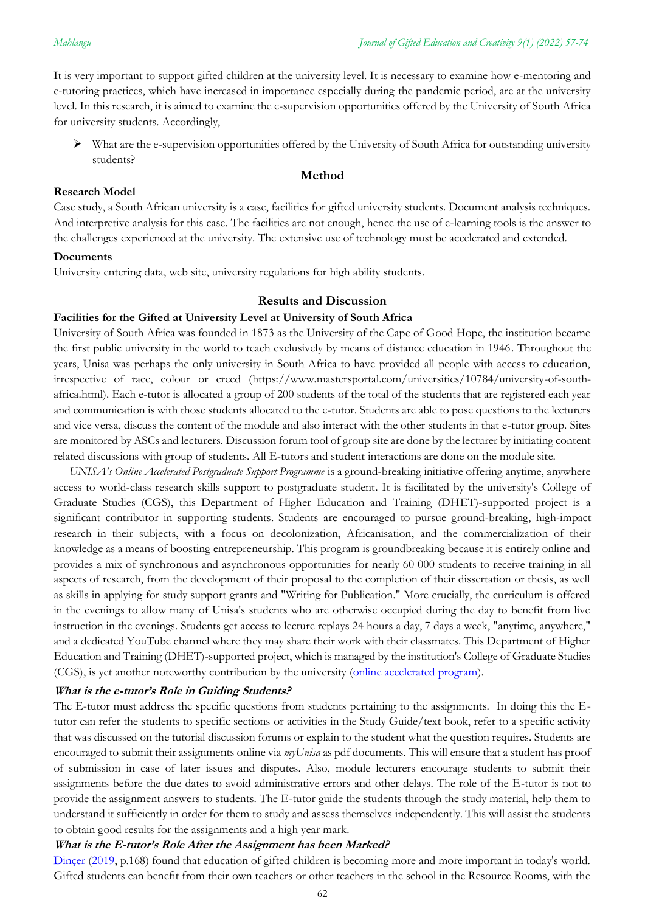It is very important to support gifted children at the university level. It is necessary to examine how e-mentoring and e-tutoring practices, which have increased in importance especially during the pandemic period, are at the university level. In this research, it is aimed to examine the e-supervision opportunities offered by the University of South Africa for university students. Accordingly,

- What are the e-supervision opportunities offered by the University of South Africa for outstanding university students?

## Method

### Research Model

Case study, a South African university is a case, facilities for gifted university students. Document analysis techniques. And interpretive analysis for this case. The facilities are not enough, hence the use of e-learning tools is the answer to the challenges experienced at the university. The extensive use of technology must be accelerated and extended.

### Documents

University entering data, web site, university regulations for high ability students.

## Results and Discussion

### Facilities for the Gifted at University Level at University of South Africa

University of South Africa was founded in 1873 as the University of the Cape of Good Hope, the institution became the first public university in the world to teach exclusively by means of distance education in 1946. Throughout the years, Unisa was perhaps the only university in South Africa to have provided all people with access to education, irrespective of race, colour or creed (https://www.mastersportal.com/universities/10784/university-of-south-africa.html). Each e-tutor is allocated a group of 200 students of the total of the students that are registered each year and communication is with those students allocated to the e-tutor. Students are able to pose questions to the lecturers and vice versa, discuss the content of the module and also interact with the other students in that e-tutor group. Sites are monitored by ASCs and lecturers. Discussion forum tool of group site are done by the lecturer by initiating content related discussions with group of students. All E-tutors and student interactions are done on the module site.

*UNISA's Online Accelerated Postgraduate Support Programme* is a ground-breaking initiative offering anytime, anywhere access to world-class research skills support to postgraduate student. It is facilitated by the university's College of Graduate Studies (CGS), this Department of Higher Education and Training (DHET)-supported project is a significant contributor in supporting students. Students are encouraged to pursue ground-breaking, high-impact research in their subjects, with a focus on decolonization, Africanisation, and the commercialization of their knowledge as a means of boosting entrepreneurship. This program is groundbreaking because it is entirely online and provides a mix of synchronous and asynchronous opportunities for nearly 60 000 students to receive training in all aspects of research, from the development of their proposal to the completion of their dissertation or thesis, as well as skills in applying for study support grants and "Writing for Publication." More crucially, the curriculum is offered in the evenings to allow many of Unisa's students who are otherwise occupied during the day to benefit from live instruction in the evenings. Students get access to lecture replays 24 hours a day, 7 days a week, "anytime, anywhere," and a dedicated YouTube channel where they may share their work with their classmates. This Department of Higher Education and Training (DHET)-supported project, which is managed by the institution's College of Graduate Studies (CGS), is yet another noteworthy contribution by the university (online accelerated program).

#### *What is the e-tutor's Role in Guiding Students?*

The E-tutor must address the specific questions from students pertaining to the assignments. In doing this the E-tutor can refer the students to specific sections or activities in the Study Guide/text book, refer to a specific activity that was discussed on the tutorial discussion forums or explain to the student what the question requires. Students are encouraged to submit their assignments online via *myUnisa* as pdf documents. This will ensure that a student has proof of submission in case of later issues and disputes. Also, module lecturers encourage students to submit their assignments before the due dates to avoid administrative errors and other delays. The role of the E-tutor is not to provide the assignment answers to students. The E-tutor guide the students through the study material, help them to understand it sufficiently in order for them to study and assess themselves independently. This will assist the students to obtain good results for the assignments and a high year mark.

#### *What is the E-tutor's Role After the Assignment has been Marked?*

Dinçer (2019, p.168) found that education of gifted children is becoming more and more important in today's world. Gifted students can benefit from their own teachers or other teachers in the school in the Resource Rooms, with the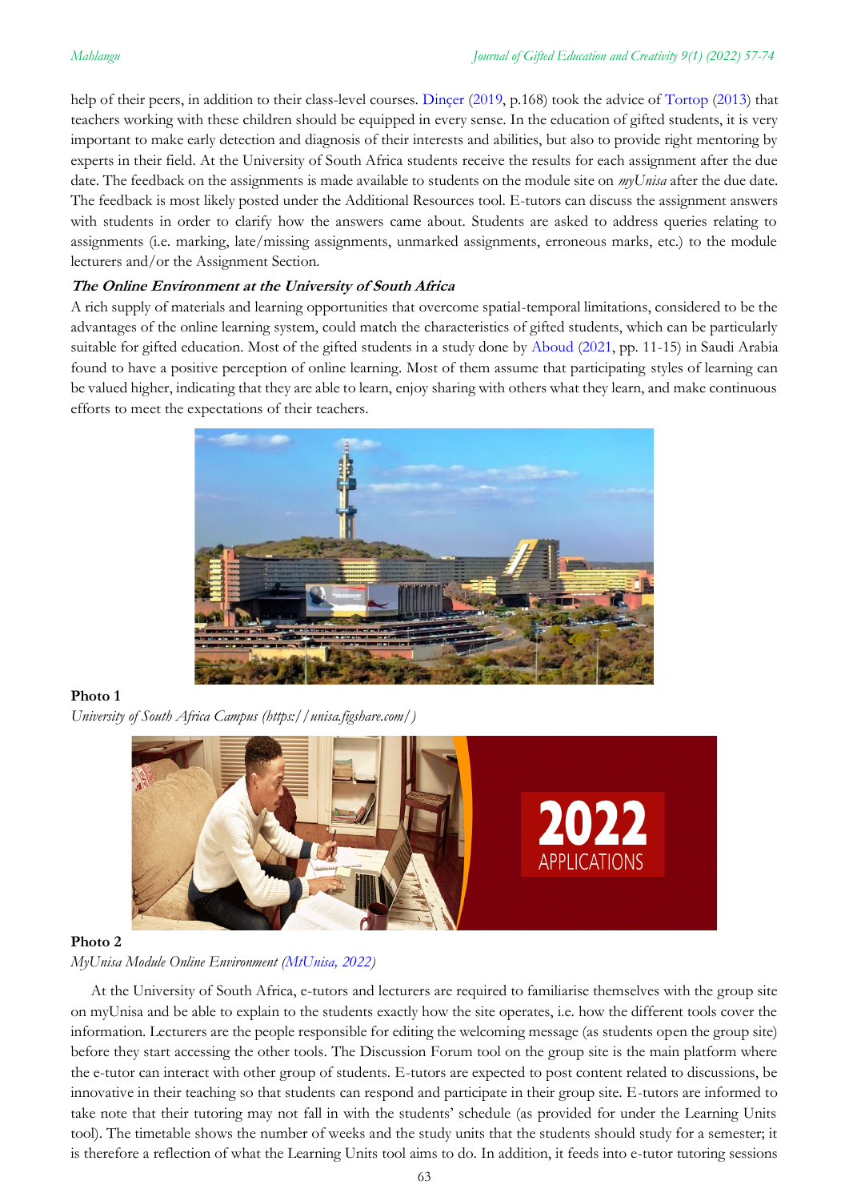help of their peers, in addition to their class-level courses. Dinçer (2019, p.168) took the advice of Tortop (2013) that teachers working with these children should be equipped in every sense. In the education of gifted students, it is very important to make early detection and diagnosis of their interests and abilities, but also to provide right mentoring by experts in their field. At the University of South Africa students receive the results for each assignment after the due date. The feedback on the assignments is made available to students on the module site on *myUnisa* after the due date. The feedback is most likely posted under the Additional Resources tool. E-tutors can discuss the assignment answers with students in order to clarify how the answers came about. Students are asked to address queries relating to assignments (i.e. marking, late/missing assignments, unmarked assignments, erroneous marks, etc.) to the module lecturers and/or the Assignment Section.

### *The Online Environment at the University of South Africa*

A rich supply of materials and learning opportunities that overcome spatial-temporal limitations, considered to be the advantages of the online learning system, could match the characteristics of gifted students, which can be particularly suitable for gifted education. Most of the gifted students in a study done by Aboud (2021, pp. 11-15) in Saudi Arabia found to have a positive perception of online learning. Most of them assume that participating styles of learning can be valued higher, indicating that they are able to learn, enjoy sharing with others what they learn, and make continuous efforts to meet the expectations of their teachers.

**Photo 1**

*University of South Africa Campus (https://unisa.figshare.com/)*

**Photo 2**

*MyUnisa Module Online Environment (MtUnisa, 2022)*

At the University of South Africa, e-tutors and lecturers are required to familiarise themselves with the group site on myUnisa and be able to explain to the students exactly how the site operates, i.e. how the different tools cover the information. Lecturers are the people responsible for editing the welcoming message (as students open the group site) before they start accessing the other tools. The Discussion Forum tool on the group site is the main platform where the e-tutor can interact with other group of students. E-tutors are expected to post content related to discussions, be innovative in their teaching so that students can respond and participate in their group site. E-tutors are informed to take note that their tutoring may not fall in with the students' schedule (as provided for under the Learning Units tool). The timetable shows the number of weeks and the study units that the students should study for a semester; it is therefore a reflection of what the Learning Units tool aims to do. In addition, it feeds into e-tutor tutoring sessions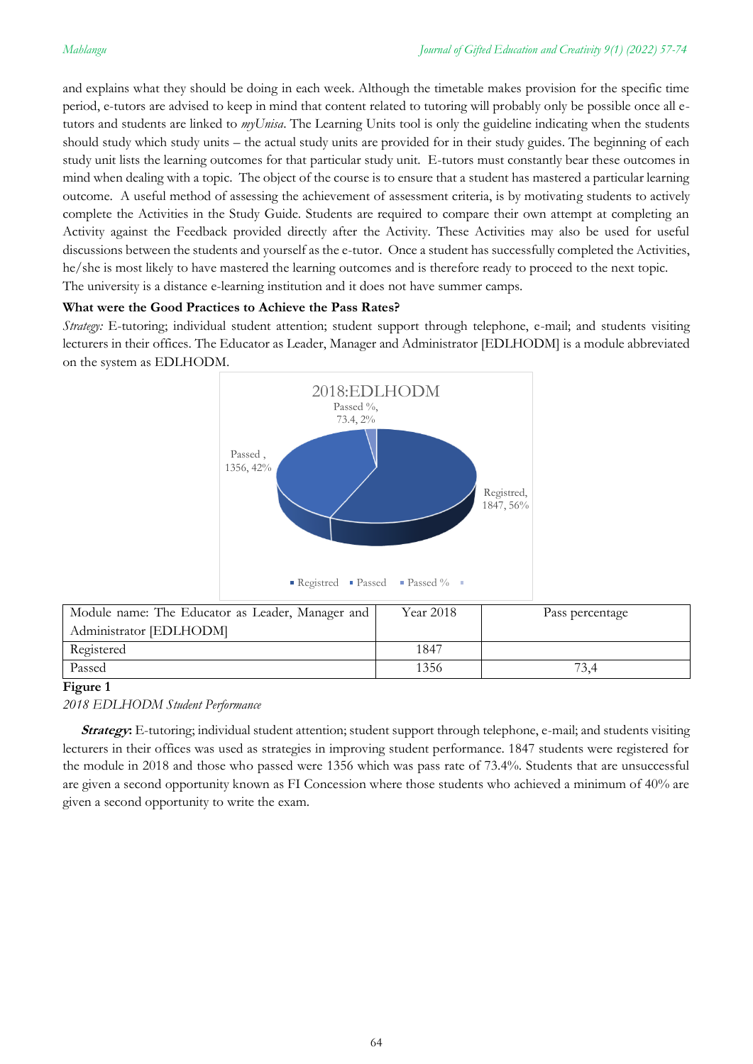and explains what they should be doing in each week. Although the timetable makes provision for the specific time period, e-tutors are advised to keep in mind that content related to tutoring will probably only be possible once all e-tutors and students are linked to *myUnisa*. The Learning Units tool is only the guideline indicating when the students should study which study units – the actual study units are provided for in their study guides. The beginning of each study unit lists the learning outcomes for that particular study unit. E-tutors must constantly bear these outcomes in mind when dealing with a topic. The object of the course is to ensure that a student has mastered a particular learning outcome. A useful method of assessing the achievement of assessment criteria, is by motivating students to actively complete the Activities in the Study Guide. Students are required to compare their own attempt at completing an Activity against the Feedback provided directly after the Activity. These Activities may also be used for useful discussions between the students and yourself as the e-tutor. Once a student has successfully completed the Activities, he/she is most likely to have mastered the learning outcomes and is therefore ready to proceed to the next topic. The university is a distance e-learning institution and it does not have summer camps.

**What were the Good Practices to Achieve the Pass Rates?**

*Strategy:* E-tutoring; individual student attention; student support through telephone, e-mail; and students visiting lecturers in their offices. The Educator as Leader, Manager and Administrator [EDLHODM] is a module abbreviated on the system as EDLHODM.

2018:EDLHODM

Passed %, 73.4, 2%

Passed , 1356, 42%

Registred, 1847, 56%

Registred   Passed   Passed %

| Module name: The Educator as Leader, Manager and Administrator [EDLHODM] | Year 2018 | Pass percentage |
|---|---|---|
| Registered | 1847 | |
| Passed | 1356 | 73,4 |

**Figure 1**

*2018 EDLHODM Student Performance*

***Strategy:*** E-tutoring; individual student attention; student support through telephone, e-mail; and students visiting lecturers in their offices was used as strategies in improving student performance. 1847 students were registered for the module in 2018 and those who passed were 1356 which was pass rate of 73.4%. Students that are unsuccessful are given a second opportunity known as FI Concession where those students who achieved a minimum of 40% are given a second opportunity to write the exam.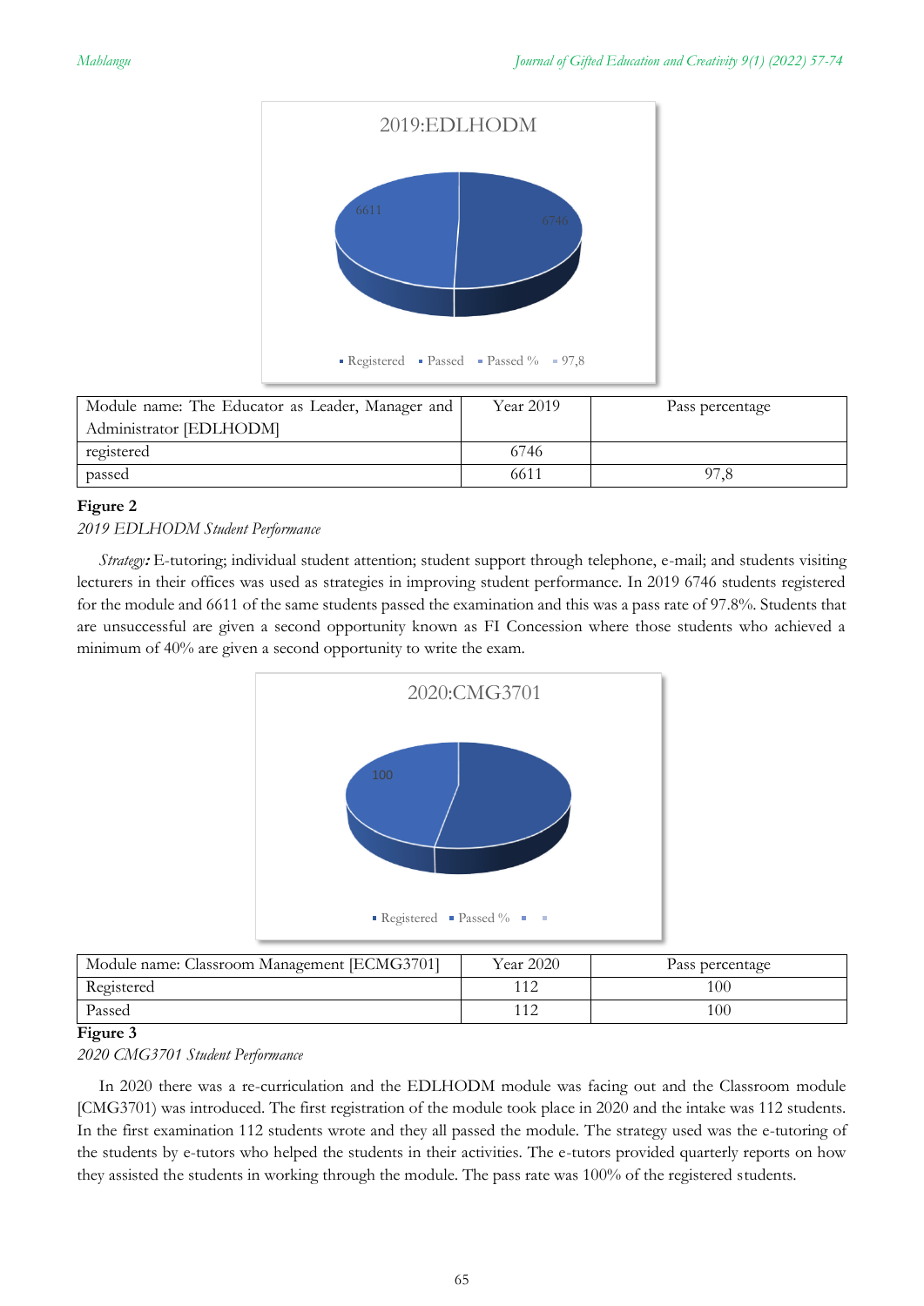| Module name: The Educator as Leader, Manager and Administrator [EDLHODM] | Year 2019 | Pass percentage |
|---|---|---|
| registered | 6746 | |
| passed | 6611 | 97,8 |

**Figure 2**

*2019 EDLHODM Student Performance*

*Strategy:* E-tutoring; individual student attention; student support through telephone, e-mail; and students visiting lecturers in their offices was used as strategies in improving student performance. In 2019 6746 students registered for the module and 6611 of the same students passed the examination and this was a pass rate of 97.8%. Students that are unsuccessful are given a second opportunity known as FI Concession where those students who achieved a minimum of 40% are given a second opportunity to write the exam.

| Module name: Classroom Management [ECMG3701] | Year 2020 | Pass percentage |
|---|---|---|
| Registered | 112 | 100 |
| Passed | 112 | 100 |

**Figure 3**

*2020 CMG3701 Student Performance*

In 2020 there was a re-curriculation and the EDLHODM module was facing out and the Classroom module [CMG3701] was introduced. The first registration of the module took place in 2020 and the intake was 112 students. In the first examination 112 students wrote and they all passed the module. The strategy used was the e-tutoring of the students by e-tutors who helped the students in their activities. The e-tutors provided quarterly reports on how they assisted the students in working through the module. The pass rate was 100% of the registered students.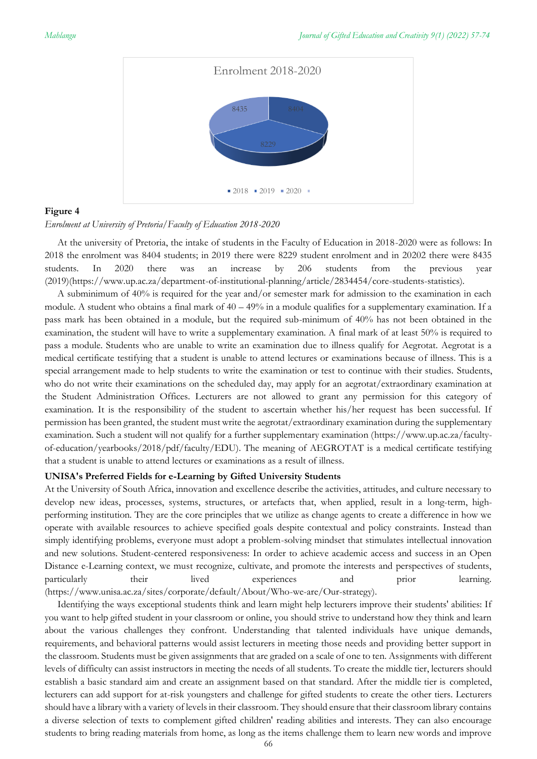**Figure 4**

*Enrolment at University of Pretoria/Faculty of Education 2018-2020*

At the university of Pretoria, the intake of students in the Faculty of Education in 2018-2020 were as follows: In 2018 the enrolment was 8404 students; in 2019 there were 8229 student enrolment and in 20202 there were 8435 students. In 2020 there was an increase by 206 students from the previous year (2019)(https://www.up.ac.za/department-of-institutional-planning/article/2834454/core-students-statistics).

A subminimum of 40% is required for the year and/or semester mark for admission to the examination in each module. A student who obtains a final mark of 40 – 49% in a module qualifies for a supplementary examination. If a pass mark has been obtained in a module, but the required sub-minimum of 40% has not been obtained in the examination, the student will have to write a supplementary examination. A final mark of at least 50% is required to pass a module. Students who are unable to write an examination due to illness qualify for Aegrotat. Aegrotat is a medical certificate testifying that a student is unable to attend lectures or examinations because of illness. This is a special arrangement made to help students to write the examination or test to continue with their studies. Students, who do not write their examinations on the scheduled day, may apply for an aegrotat/extraordinary examination at the Student Administration Offices. Lecturers are not allowed to grant any permission for this category of examination. It is the responsibility of the student to ascertain whether his/her request has been successful. If permission has been granted, the student must write the aegrotat/extraordinary examination during the supplementary examination. Such a student will not qualify for a further supplementary examination (https://www.up.ac.za/faculty-of-education/yearbooks/2018/pdf/faculty/EDU). The meaning of AEGROTAT is a medical certificate testifying that a student is unable to attend lectures or examinations as a result of illness.

**UNISA's Preferred Fields for e-Learning by Gifted University Students**

At the University of South Africa, innovation and excellence describe the activities, attitudes, and culture necessary to develop new ideas, processes, systems, structures, or artefacts that, when applied, result in a long-term, high-performing institution. They are the core principles that we utilize as change agents to create a difference in how we operate with available resources to achieve specified goals despite contextual and policy constraints. Instead than simply identifying problems, everyone must adopt a problem-solving mindset that stimulates intellectual innovation and new solutions. Student-centered responsiveness: In order to achieve academic access and success in an Open Distance e-Learning context, we must recognize, cultivate, and promote the interests and perspectives of students, particularly their lived experiences and prior learning. (https://www.unisa.ac.za/sites/corporate/default/About/Who-we-are/Our-strategy).

Identifying the ways exceptional students think and learn might help lecturers improve their students' abilities: If you want to help gifted student in your classroom or online, you should strive to understand how they think and learn about the various challenges they confront. Understanding that talented individuals have unique demands, requirements, and behavioral patterns would assist lecturers in meeting those needs and providing better support in the classroom. Students must be given assignments that are graded on a scale of one to ten. Assignments with different levels of difficulty can assist instructors in meeting the needs of all students. To create the middle tier, lecturers should establish a basic standard aim and create an assignment based on that standard. After the middle tier is completed, lecturers can add support for at-risk youngsters and challenge for gifted students to create the other tiers. Lecturers should have a library with a variety of levels in their classroom. They should ensure that their classroom library contains a diverse selection of texts to complement gifted children' reading abilities and interests. They can also encourage students to bring reading materials from home, as long as the items challenge them to learn new words and improve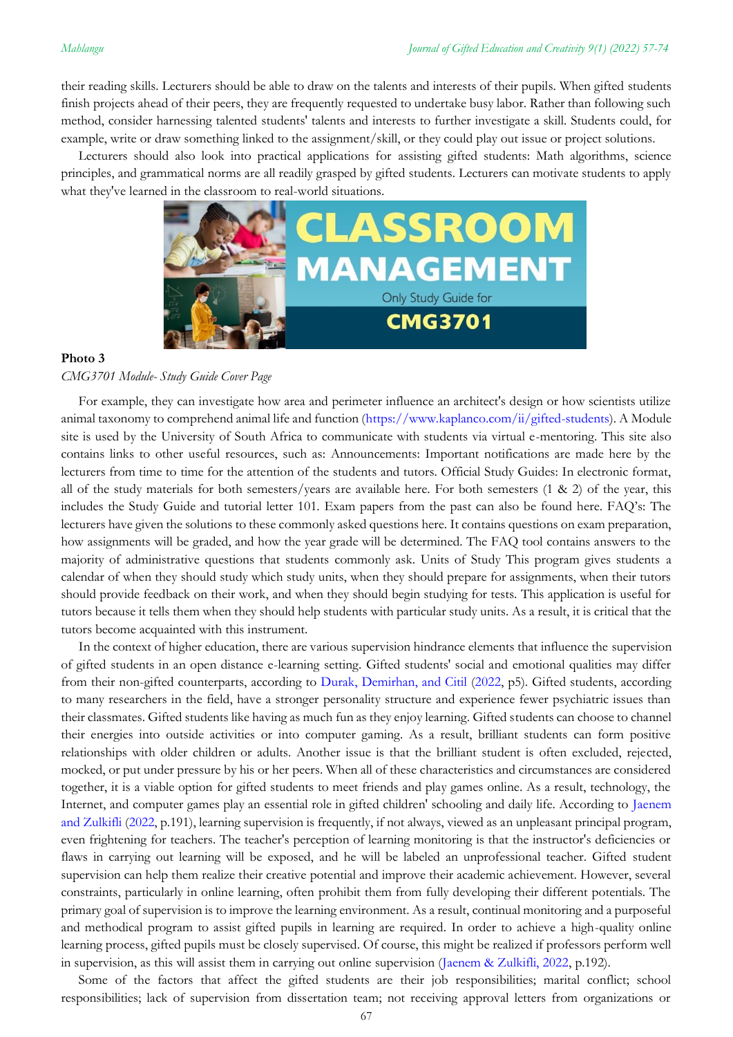their reading skills. Lecturers should be able to draw on the talents and interests of their pupils. When gifted students finish projects ahead of their peers, they are frequently requested to undertake busy labor. Rather than following such method, consider harnessing talented students' talents and interests to further investigate a skill. Students could, for example, write or draw something linked to the assignment/skill, or they could play out issue or project solutions.

Lecturers should also look into practical applications for assisting gifted students: Math algorithms, science principles, and grammatical norms are all readily grasped by gifted students. Lecturers can motivate students to apply what they've learned in the classroom to real-world situations.

**Photo 3**

*CMG3701 Module- Study Guide Cover Page*

For example, they can investigate how area and perimeter influence an architect's design or how scientists utilize animal taxonomy to comprehend animal life and function (https://www.kaplanco.com/ii/gifted-students). A Module site is used by the University of South Africa to communicate with students via virtual e-mentoring. This site also contains links to other useful resources, such as: Announcements: Important notifications are made here by the lecturers from time to time for the attention of the students and tutors. Official Study Guides: In electronic format, all of the study materials for both semesters/years are available here. For both semesters (1 & 2) of the year, this includes the Study Guide and tutorial letter 101. Exam papers from the past can also be found here. FAQ's: The lecturers have given the solutions to these commonly asked questions here. It contains questions on exam preparation, how assignments will be graded, and how the year grade will be determined. The FAQ tool contains answers to the majority of administrative questions that students commonly ask. Units of Study This program gives students a calendar of when they should study which study units, when they should prepare for assignments, when their tutors should provide feedback on their work, and when they should begin studying for tests. This application is useful for tutors because it tells them when they should help students with particular study units. As a result, it is critical that the tutors become acquainted with this instrument.

In the context of higher education, there are various supervision hindrance elements that influence the supervision of gifted students in an open distance e-learning setting. Gifted students' social and emotional qualities may differ from their non-gifted counterparts, according to Durak, Demirhan, and Citil (2022, p5). Gifted students, according to many researchers in the field, have a stronger personality structure and experience fewer psychiatric issues than their classmates. Gifted students like having as much fun as they enjoy learning. Gifted students can choose to channel their energies into outside activities or into computer gaming. As a result, brilliant students can form positive relationships with older children or adults. Another issue is that the brilliant student is often excluded, rejected, mocked, or put under pressure by his or her peers. When all of these characteristics and circumstances are considered together, it is a viable option for gifted students to meet friends and play games online. As a result, technology, the Internet, and computer games play an essential role in gifted children' schooling and daily life. According to Jaenem and Zulkifli (2022, p.191), learning supervision is frequently, if not always, viewed as an unpleasant principal program, even frightening for teachers. The teacher's perception of learning monitoring is that the instructor's deficiencies or flaws in carrying out learning will be exposed, and he will be labeled an unprofessional teacher. Gifted student supervision can help them realize their creative potential and improve their academic achievement. However, several constraints, particularly in online learning, often prohibit them from fully developing their different potentials. The primary goal of supervision is to improve the learning environment. As a result, continual monitoring and a purposeful and methodical program to assist gifted pupils in learning are required. In order to achieve a high-quality online learning process, gifted pupils must be closely supervised. Of course, this might be realized if professors perform well in supervision, as this will assist them in carrying out online supervision (Jaenem & Zulkifli, 2022, p.192).

Some of the factors that affect the gifted students are their job responsibilities; marital conflict; school responsibilities; lack of supervision from dissertation team; not receiving approval letters from organizations or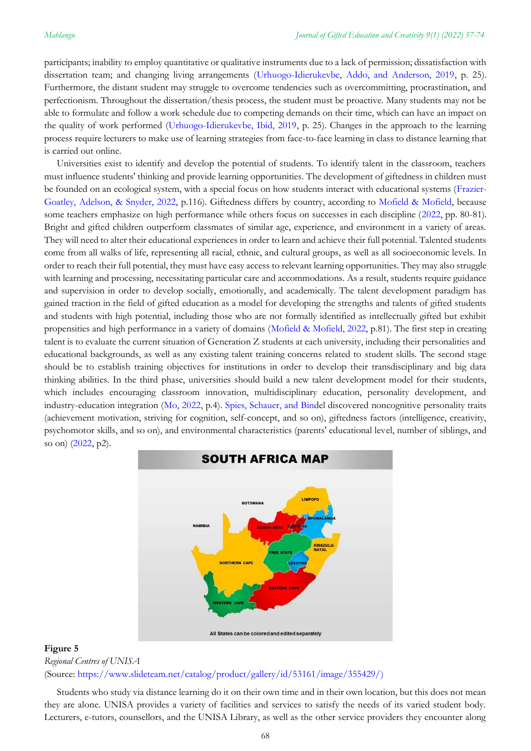participants; inability to employ quantitative or qualitative instruments due to a lack of permission; dissatisfaction with dissertation team; and changing living arrangements (Urhuogo-Idierukevbe, Addo, and Anderson, 2019, p. 25). Furthermore, the distant student may struggle to overcome tendencies such as overcommitting, procrastination, and perfectionism. Throughout the dissertation/thesis process, the student must be proactive. Many students may not be able to formulate and follow a work schedule due to competing demands on their time, which can have an impact on the quality of work performed (Urhuogo-Idierukevbe, Ibid, 2019, p. 25). Changes in the approach to the learning process require lecturers to make use of learning strategies from face-to-face learning in class to distance learning that is carried out online.

Universities exist to identify and develop the potential of students. To identify talent in the classroom, teachers must influence students' thinking and provide learning opportunities. The development of giftedness in children must be founded on an ecological system, with a special focus on how students interact with educational systems (Frazier-Goatley, Adelson, & Snyder, 2022, p.116). Giftedness differs by country, according to Mofield & Mofield, because some teachers emphasize on high performance while others focus on successes in each discipline (2022, pp. 80-81). Bright and gifted children outperform classmates of similar age, experience, and environment in a variety of areas. They will need to alter their educational experiences in order to learn and achieve their full potential. Talented students come from all walks of life, representing all racial, ethnic, and cultural groups, as well as all socioeconomic levels. In order to reach their full potential, they must have easy access to relevant learning opportunities. They may also struggle with learning and processing, necessitating particular care and accommodations. As a result, students require guidance and supervision in order to develop socially, emotionally, and academically. The talent development paradigm has gained traction in the field of gifted education as a model for developing the strengths and talents of gifted students and students with high potential, including those who are not formally identified as intellectually gifted but exhibit propensities and high performance in a variety of domains (Mofield & Mofield, 2022, p.81). The first step in creating talent is to evaluate the current situation of Generation Z students at each university, including their personalities and educational backgrounds, as well as any existing talent training concerns related to student skills. The second stage should be to establish training objectives for institutions in order to develop their transdisciplinary and big data thinking abilities. In the third phase, universities should build a new talent development model for their students, which includes encouraging classroom innovation, multidisciplinary education, personality development, and industry-education integration (Mo, 2022, p.4). Spies, Schauer, and Bindel discovered noncognitive personality traits (achievement motivation, striving for cognition, self-concept, and so on), giftedness factors (intelligence, creativity, psychomotor skills, and so on), and environmental characteristics (parents' educational level, number of siblings, and so on) (2022, p2).

**Figure 5**
*Regional Centres of UNISA*
(Source: https://www.slideteam.net/catalog/product/gallery/id/53161/image/355429/)

Students who study via distance learning do it on their own time and in their own location, but this does not mean they are alone. UNISA provides a variety of facilities and services to satisfy the needs of its varied student body. Lecturers, e-tutors, counsellors, and the UNISA Library, as well as the other service providers they encounter along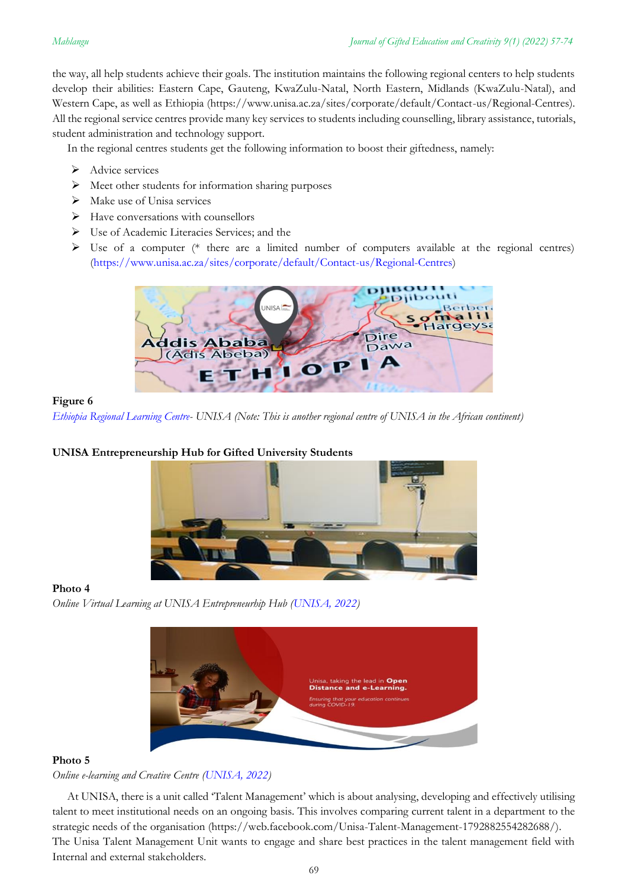the way, all help students achieve their goals. The institution maintains the following regional centers to help students develop their abilities: Eastern Cape, Gauteng, KwaZulu-Natal, North Eastern, Midlands (KwaZulu-Natal), and Western Cape, as well as Ethiopia (https://www.unisa.ac.za/sites/corporate/default/Contact-us/Regional-Centres). All the regional service centres provide many key services to students including counselling, library assistance, tutorials, student administration and technology support.

In the regional centres students get the following information to boost their giftedness, namely:

- Advice services
- Meet other students for information sharing purposes
- Make use of Unisa services
- Have conversations with counsellors
- Use of Academic Literacies Services; and the
- Use of a computer (* there are a limited number of computers available at the regional centres) (https://www.unisa.ac.za/sites/corporate/default/Contact-us/Regional-Centres)

**Figure 6**

*Ethiopia Regional Learning Centre- UNISA (Note: This is another regional centre of UNISA in the African continent)*

**UNISA Entrepreneurship Hub for Gifted University Students**

**Photo 4**

*Online Virtual Learning at UNISA Entrepreneurhip Hub (UNISA, 2022)*

**Photo 5**

*Online e-learning and Creative Centre (UNISA, 2022)*

At UNISA, there is a unit called 'Talent Management' which is about analysing, developing and effectively utilising talent to meet institutional needs on an ongoing basis. This involves comparing current talent in a department to the strategic needs of the organisation (https://web.facebook.com/Unisa-Talent-Management-1792882554282688/). The Unisa Talent Management Unit wants to engage and share best practices in the talent management field with Internal and external stakeholders.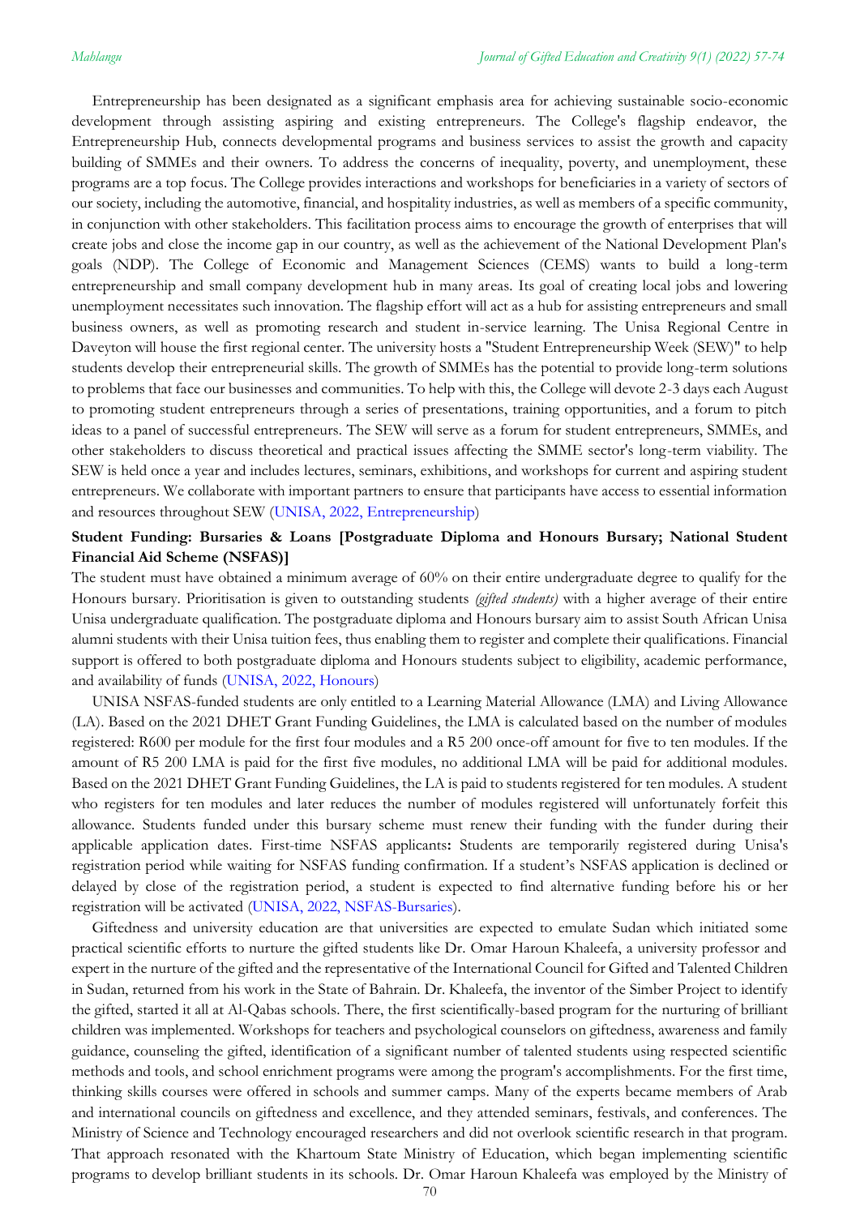Entrepreneurship has been designated as a significant emphasis area for achieving sustainable socio-economic development through assisting aspiring and existing entrepreneurs. The College's flagship endeavor, the Entrepreneurship Hub, connects developmental programs and business services to assist the growth and capacity building of SMMEs and their owners. To address the concerns of inequality, poverty, and unemployment, these programs are a top focus. The College provides interactions and workshops for beneficiaries in a variety of sectors of our society, including the automotive, financial, and hospitality industries, as well as members of a specific community, in conjunction with other stakeholders. This facilitation process aims to encourage the growth of enterprises that will create jobs and close the income gap in our country, as well as the achievement of the National Development Plan's goals (NDP). The College of Economic and Management Sciences (CEMS) wants to build a long-term entrepreneurship and small company development hub in many areas. Its goal of creating local jobs and lowering unemployment necessitates such innovation. The flagship effort will act as a hub for assisting entrepreneurs and small business owners, as well as promoting research and student in-service learning. The Unisa Regional Centre in Daveyton will house the first regional center. The university hosts a "Student Entrepreneurship Week (SEW)" to help students develop their entrepreneurial skills. The growth of SMMEs has the potential to provide long-term solutions to problems that face our businesses and communities. To help with this, the College will devote 2-3 days each August to promoting student entrepreneurs through a series of presentations, training opportunities, and a forum to pitch ideas to a panel of successful entrepreneurs. The SEW will serve as a forum for student entrepreneurs, SMMEs, and other stakeholders to discuss theoretical and practical issues affecting the SMME sector's long-term viability. The SEW is held once a year and includes lectures, seminars, exhibitions, and workshops for current and aspiring student entrepreneurs. We collaborate with important partners to ensure that participants have access to essential information and resources throughout SEW (UNISA, 2022, Entrepreneurship)

**Student Funding: Bursaries & Loans [Postgraduate Diploma and Honours Bursary; National Student Financial Aid Scheme (NSFAS)]**

The student must have obtained a minimum average of 60% on their entire undergraduate degree to qualify for the Honours bursary. Prioritisation is given to outstanding students *(gifted students)* with a higher average of their entire Unisa undergraduate qualification. The postgraduate diploma and Honours bursary aim to assist South African Unisa alumni students with their Unisa tuition fees, thus enabling them to register and complete their qualifications. Financial support is offered to both postgraduate diploma and Honours students subject to eligibility, academic performance, and availability of funds (UNISA, 2022, Honours)

UNISA NSFAS-funded students are only entitled to a Learning Material Allowance (LMA) and Living Allowance (LA). Based on the 2021 DHET Grant Funding Guidelines, the LMA is calculated based on the number of modules registered: R600 per module for the first four modules and a R5 200 once-off amount for five to ten modules. If the amount of R5 200 LMA is paid for the first five modules, no additional LMA will be paid for additional modules. Based on the 2021 DHET Grant Funding Guidelines, the LA is paid to students registered for ten modules. A student who registers for ten modules and later reduces the number of modules registered will unfortunately forfeit this allowance. Students funded under this bursary scheme must renew their funding with the funder during their applicable application dates. First-time NSFAS applicants**:** Students are temporarily registered during Unisa's registration period while waiting for NSFAS funding confirmation. If a student's NSFAS application is declined or delayed by close of the registration period, a student is expected to find alternative funding before his or her registration will be activated (UNISA, 2022, NSFAS-Bursaries).

Giftedness and university education are that universities are expected to emulate Sudan which initiated some practical scientific efforts to nurture the gifted students like Dr. Omar Haroun Khaleefa, a university professor and expert in the nurture of the gifted and the representative of the International Council for Gifted and Talented Children in Sudan, returned from his work in the State of Bahrain. Dr. Khaleefa, the inventor of the Simber Project to identify the gifted, started it all at Al-Qabas schools. There, the first scientifically-based program for the nurturing of brilliant children was implemented. Workshops for teachers and psychological counselors on giftedness, awareness and family guidance, counseling the gifted, identification of a significant number of talented students using respected scientific methods and tools, and school enrichment programs were among the program's accomplishments. For the first time, thinking skills courses were offered in schools and summer camps. Many of the experts became members of Arab and international councils on giftedness and excellence, and they attended seminars, festivals, and conferences. The Ministry of Science and Technology encouraged researchers and did not overlook scientific research in that program. That approach resonated with the Khartoum State Ministry of Education, which began implementing scientific programs to develop brilliant students in its schools. Dr. Omar Haroun Khaleefa was employed by the Ministry of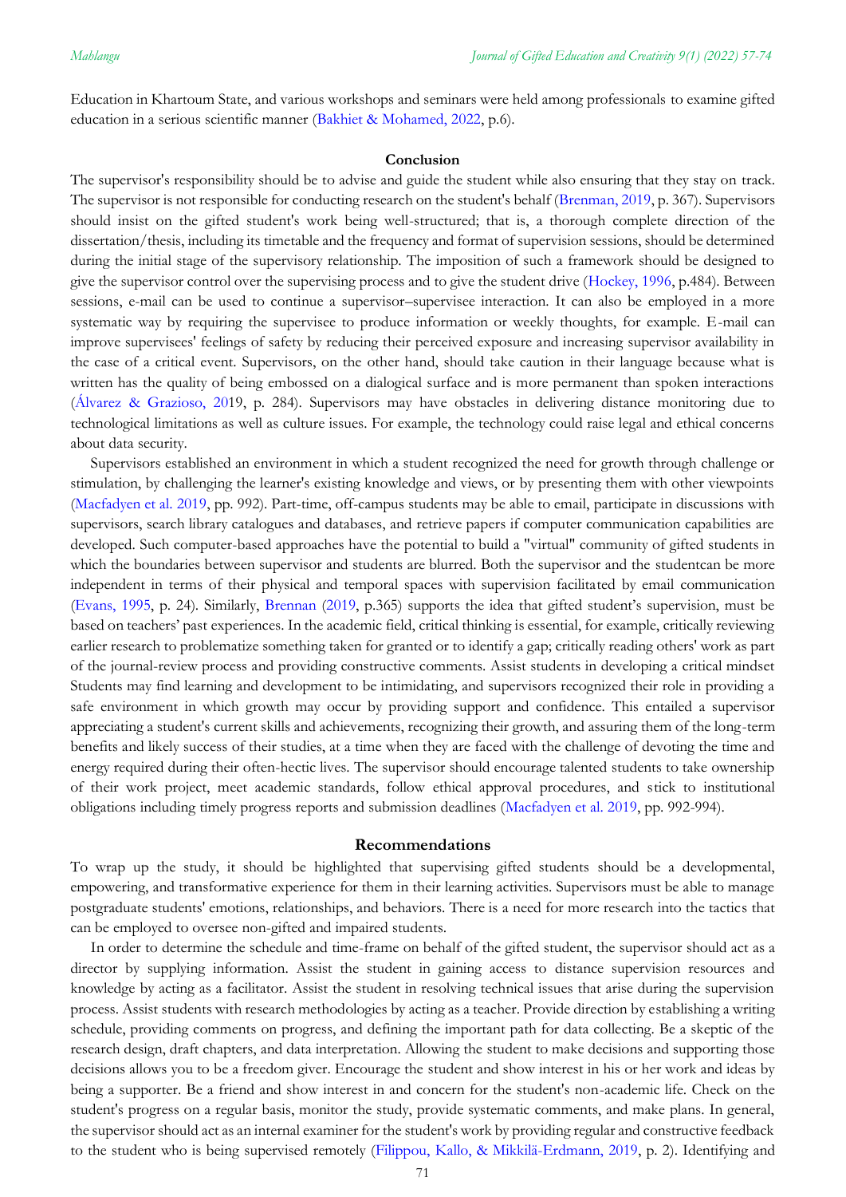Education in Khartoum State, and various workshops and seminars were held among professionals to examine gifted education in a serious scientific manner (Bakhiet & Mohamed, 2022, p.6).

## Conclusion

The supervisor's responsibility should be to advise and guide the student while also ensuring that they stay on track. The supervisor is not responsible for conducting research on the student's behalf (Brenman, 2019, p. 367). Supervisors should insist on the gifted student's work being well-structured; that is, a thorough complete direction of the dissertation/thesis, including its timetable and the frequency and format of supervision sessions, should be determined during the initial stage of the supervisory relationship. The imposition of such a framework should be designed to give the supervisor control over the supervising process and to give the student drive (Hockey, 1996, p.484). Between sessions, e-mail can be used to continue a supervisor–supervisee interaction. It can also be employed in a more systematic way by requiring the supervisee to produce information or weekly thoughts, for example. E-mail can improve supervisees' feelings of safety by reducing their perceived exposure and increasing supervisor availability in the case of a critical event. Supervisors, on the other hand, should take caution in their language because what is written has the quality of being embossed on a dialogical surface and is more permanent than spoken interactions (Álvarez & Grazioso, 2019, p. 284). Supervisors may have obstacles in delivering distance monitoring due to technological limitations as well as culture issues. For example, the technology could raise legal and ethical concerns about data security.

Supervisors established an environment in which a student recognized the need for growth through challenge or stimulation, by challenging the learner's existing knowledge and views, or by presenting them with other viewpoints (Macfadyen et al. 2019, pp. 992). Part-time, off-campus students may be able to email, participate in discussions with supervisors, search library catalogues and databases, and retrieve papers if computer communication capabilities are developed. Such computer-based approaches have the potential to build a "virtual" community of gifted students in which the boundaries between supervisor and students are blurred. Both the supervisor and the studentcan be more independent in terms of their physical and temporal spaces with supervision facilitated by email communication (Evans, 1995, p. 24). Similarly, Brennan (2019, p.365) supports the idea that gifted student's supervision, must be based on teachers' past experiences. In the academic field, critical thinking is essential, for example, critically reviewing earlier research to problematize something taken for granted or to identify a gap; critically reading others' work as part of the journal-review process and providing constructive comments. Assist students in developing a critical mindset Students may find learning and development to be intimidating, and supervisors recognized their role in providing a safe environment in which growth may occur by providing support and confidence. This entailed a supervisor appreciating a student's current skills and achievements, recognizing their growth, and assuring them of the long-term benefits and likely success of their studies, at a time when they are faced with the challenge of devoting the time and energy required during their often-hectic lives. The supervisor should encourage talented students to take ownership of their work project, meet academic standards, follow ethical approval procedures, and stick to institutional obligations including timely progress reports and submission deadlines (Macfadyen et al. 2019, pp. 992-994).

## Recommendations

To wrap up the study, it should be highlighted that supervising gifted students should be a developmental, empowering, and transformative experience for them in their learning activities. Supervisors must be able to manage postgraduate students' emotions, relationships, and behaviors. There is a need for more research into the tactics that can be employed to oversee non-gifted and impaired students.

In order to determine the schedule and time-frame on behalf of the gifted student, the supervisor should act as a director by supplying information. Assist the student in gaining access to distance supervision resources and knowledge by acting as a facilitator. Assist the student in resolving technical issues that arise during the supervision process. Assist students with research methodologies by acting as a teacher. Provide direction by establishing a writing schedule, providing comments on progress, and defining the important path for data collecting. Be a skeptic of the research design, draft chapters, and data interpretation. Allowing the student to make decisions and supporting those decisions allows you to be a freedom giver. Encourage the student and show interest in his or her work and ideas by being a supporter. Be a friend and show interest in and concern for the student's non-academic life. Check on the student's progress on a regular basis, monitor the study, provide systematic comments, and make plans. In general, the supervisor should act as an internal examiner for the student's work by providing regular and constructive feedback to the student who is being supervised remotely (Filippou, Kallo, & Mikkilä-Erdmann, 2019, p. 2). Identifying and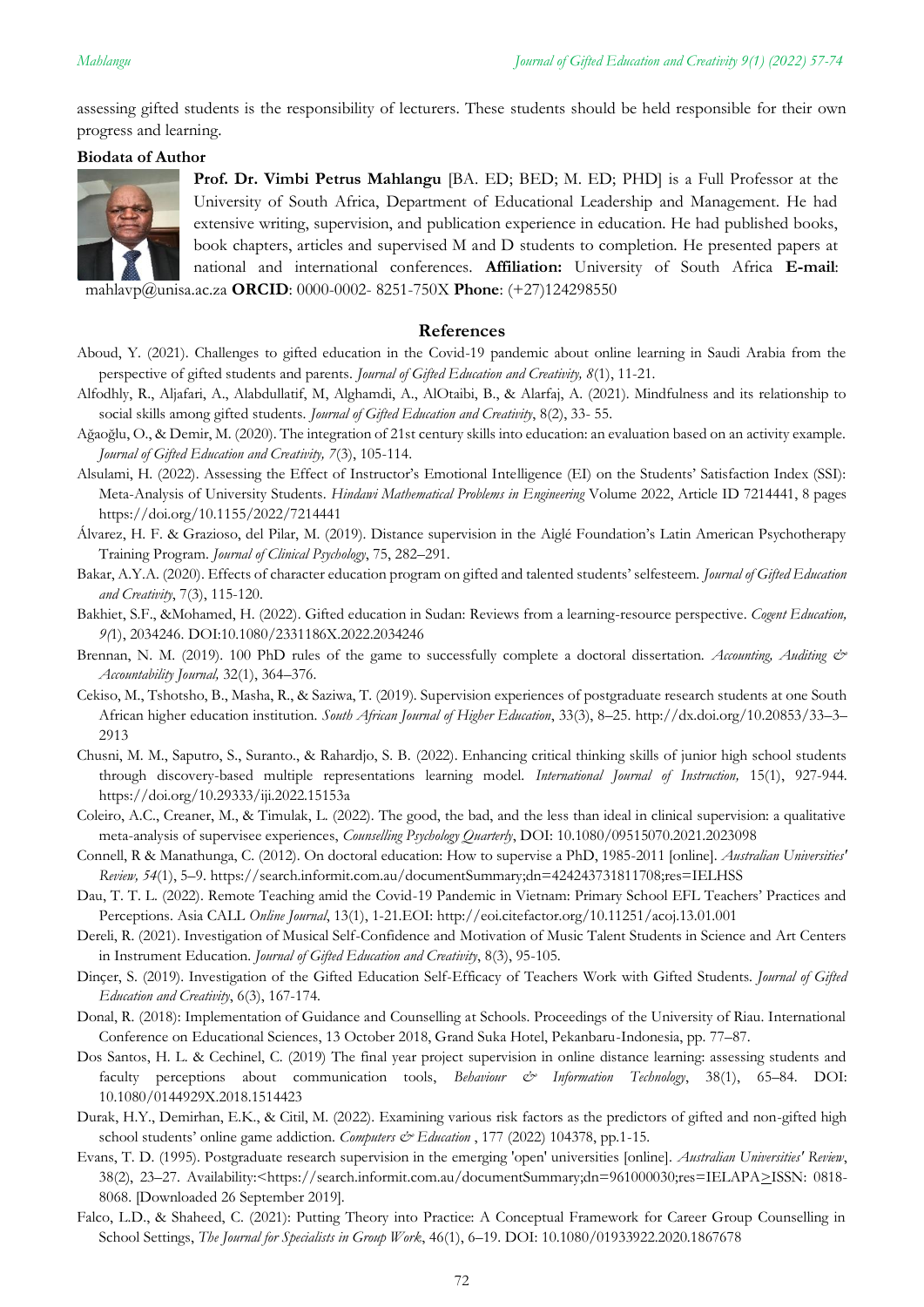assessing gifted students is the responsibility of lecturers. These students should be held responsible for their own progress and learning.

**Biodata of Author**

**Prof. Dr. Vimbi Petrus Mahlangu** [BA. ED; BED; M. ED; PHD] is a Full Professor at the University of South Africa, Department of Educational Leadership and Management. He had extensive writing, supervision, and publication experience in education. He had published books, book chapters, articles and supervised M and D students to completion. He presented papers at national and international conferences. **Affiliation:** University of South Africa **E-mail**: mahlavp@unisa.ac.za **ORCID**: 0000-0002- 8251-750X **Phone**: (+27)124298550

## References

Aboud, Y. (2021). Challenges to gifted education in the Covid-19 pandemic about online learning in Saudi Arabia from the perspective of gifted students and parents. *Journal of Gifted Education and Creativity, 8*(1), 11-21.

Alfodhly, R., Aljafari, A., Alabdullatif, M, Alghamdi, A., AlOtaibi, B., & Alarfaj, A. (2021). Mindfulness and its relationship to social skills among gifted students. *Journal of Gifted Education and Creativity*, 8(2), 33- 55.

Ağaoğlu, O., & Demir, M. (2020). The integration of 21st century skills into education: an evaluation based on an activity example. *Journal of Gifted Education and Creativity, 7*(3), 105-114.

Alsulami, H. (2022). Assessing the Effect of Instructor's Emotional Intelligence (EI) on the Students' Satisfaction Index (SSI): Meta-Analysis of University Students. *Hindawi Mathematical Problems in Engineering* Volume 2022, Article ID 7214441, 8 pages https://doi.org/10.1155/2022/7214441

Álvarez, H. F. & Grazioso, del Pilar, M. (2019). Distance supervision in the Aiglé Foundation's Latin American Psychotherapy Training Program. *Journal of Clinical Psychology*, 75, 282–291.

Bakar, A.Y.A. (2020). Effects of character education program on gifted and talented students' selfesteem. *Journal of Gifted Education and Creativity*, 7(3), 115-120.

Bakhiet, S.F., &Mohamed, H. (2022). Gifted education in Sudan: Reviews from a learning-resource perspective. *Cogent Education, 9*(1), 2034246. DOI:10.1080/2331186X.2022.2034246

Brennan, N. M. (2019). 100 PhD rules of the game to successfully complete a doctoral dissertation. *Accounting, Auditing & Accountability Journal,* 32(1), 364–376.

Cekiso, M., Tshotsho, B., Masha, R., & Saziwa, T. (2019). Supervision experiences of postgraduate research students at one South African higher education institution. *South African Journal of Higher Education*, 33(3), 8–25. http://dx.doi.org/10.20853/33–3–2913

Chusni, M. M., Saputro, S., Suranto., & Rahardjo, S. B. (2022). Enhancing critical thinking skills of junior high school students through discovery-based multiple representations learning model. *International Journal of Instruction,* 15(1), 927-944. https://doi.org/10.29333/iji.2022.15153a

Coleiro, A.C., Creaner, M., & Timulak, L. (2022). The good, the bad, and the less than ideal in clinical supervision: a qualitative meta-analysis of supervisee experiences, *Counselling Psychology Quarterly*, DOI: 10.1080/09515070.2021.2023098

Connell, R & Manathunga, C. (2012). On doctoral education: How to supervise a PhD, 1985-2011 [online]. *Australian Universities' Review, 54*(1), 5–9. https://search.informit.com.au/documentSummary;dn=424243731811708;res=IELHSS

Dau, T. T. L. (2022). Remote Teaching amid the Covid-19 Pandemic in Vietnam: Primary School EFL Teachers' Practices and Perceptions. Asia CALL *Online Journal*, 13(1), 1-21.EOI: http://eoi.citefactor.org/10.11251/acoj.13.01.001

Dereli, R. (2021). Investigation of Musical Self-Confidence and Motivation of Music Talent Students in Science and Art Centers in Instrument Education. *Journal of Gifted Education and Creativity*, 8(3), 95-105.

Dinçer, S. (2019). Investigation of the Gifted Education Self-Efficacy of Teachers Work with Gifted Students. *Journal of Gifted Education and Creativity*, 6(3), 167-174.

Donal, R. (2018): Implementation of Guidance and Counselling at Schools. Proceedings of the University of Riau. International Conference on Educational Sciences, 13 October 2018, Grand Suka Hotel, Pekanbaru-Indonesia, pp. 77–87.

Dos Santos, H. L. & Cechinel, C. (2019) The final year project supervision in online distance learning: assessing students and faculty perceptions about communication tools, *Behaviour & Information Technology*, 38(1), 65–84. DOI: 10.1080/0144929X.2018.1514423

Durak, H.Y., Demirhan, E.K., & Citil, M. (2022). Examining various risk factors as the predictors of gifted and non-gifted high school students' online game addiction. *Computers & Education* , 177 (2022) 104378, pp.1-15.

Evans, T. D. (1995). Postgraduate research supervision in the emerging 'open' universities [online]. *Australian Universities' Review*, 38(2), 23–27. Availability:<https://search.informit.com.au/documentSummary;dn=961000030;res=IELAPA>ISSN: 0818-8068. [Downloaded 26 September 2019].

Falco, L.D., & Shaheed, C. (2021): Putting Theory into Practice: A Conceptual Framework for Career Group Counselling in School Settings, *The Journal for Specialists in Group Work*, 46(1), 6–19. DOI: 10.1080/01933922.2020.1867678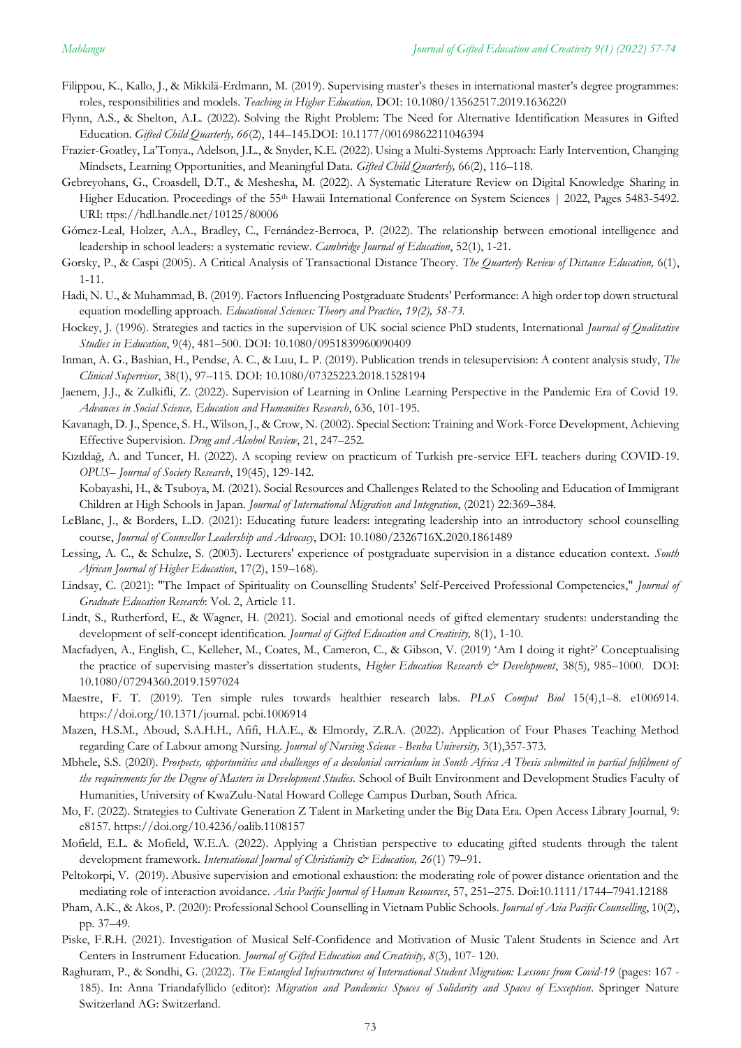Filippou, K., Kallo, J., & Mikkilä-Erdmann, M. (2019). Supervising master's theses in international master's degree programmes: roles, responsibilities and models. *Teaching in Higher Education,* DOI: 10.1080/13562517.2019.1636220

Flynn, A.S., & Shelton, A.L. (2022). Solving the Right Problem: The Need for Alternative Identification Measures in Gifted Education. *Gifted Child Quarterly, 66*(2), 144–145.DOI: 10.1177/00169862211046394

Frazier-Goatley, La'Tonya., Adelson, J.L., & Snyder, K.E. (2022). Using a Multi-Systems Approach: Early Intervention, Changing Mindsets, Learning Opportunities, and Meaningful Data. *Gifted Child Quarterly,* 66(2), 116–118.

Gebreyohans, G., Croasdell, D.T., & Meshesha, M. (2022). A Systematic Literature Review on Digital Knowledge Sharing in Higher Education. Proceedings of the 55th Hawaii International Conference on System Sciences | 2022, Pages 5483-5492. URI: ttps://hdl.handle.net/10125/80006

Gómez-Leal, Holzer, A.A., Bradley, C., Fernández-Berroca, P. (2022). The relationship between emotional intelligence and leadership in school leaders: a systematic review. *Cambridge Journal of Education*, 52(1), 1-21.

Gorsky, P., & Caspi (2005). A Critical Analysis of Transactional Distance Theory. *The Quarterly Review of Distance Education,* 6(1), 1-11.

Hadi, N. U., & Muhammad, B. (2019). Factors Influencing Postgraduate Students' Performance: A high order top down structural equation modelling approach. *Educational Sciences: Theory and Practice, 19(2), 58-73.*

Hockey, J. (1996). Strategies and tactics in the supervision of UK social science PhD students, International *Journal of Qualitative Studies in Education*, 9(4), 481–500. DOI: 10.1080/0951839960090409

Inman, A. G., Bashian, H., Pendse, A. C., & Luu, L. P. (2019). Publication trends in telesupervision: A content analysis study, *The Clinical Supervisor*, 38(1), 97–115. DOI: 10.1080/07325223.2018.1528194

Jaenem, J.J., & Zulkifli, Z. (2022). Supervision of Learning in Online Learning Perspective in the Pandemic Era of Covid 19. *Advances in Social Science, Education and Humanities Research*, 636, 101-195.

Kavanagh, D. J., Spence, S. H., Wilson, J., & Crow, N. (2002). Special Section: Training and Work-Force Development, Achieving Effective Supervision. *Drug and Alcohol Review*, 21, 247–252.

Kızıldağ, A. and Tuncer, H. (2022). A scoping review on practicum of Turkish pre-service EFL teachers during COVID-19. *OPUS– Journal of Society Research*, 19(45), 129-142.

Kobayashi, H., & Tsuboya, M. (2021). Social Resources and Challenges Related to the Schooling and Education of Immigrant Children at High Schools in Japan. *Journal of International Migration and Integration*, (2021) 22:369–384.

LeBlanc, J., & Borders, L.D. (2021): Educating future leaders: integrating leadership into an introductory school counselling course, *Journal of Counsellor Leadership and Advocacy*, DOI: 10.1080/2326716X.2020.1861489

Lessing, A. C., & Schulze, S. (2003). Lecturers' experience of postgraduate supervision in a distance education context. *South African Journal of Higher Education*, 17(2), 159–168).

Lindsay, C. (2021): "The Impact of Spirituality on Counselling Students' Self-Perceived Professional Competencies," *Journal of Graduate Education Research*: Vol. 2, Article 11.

Lindt, S., Rutherford, E., & Wagner, H. (2021). Social and emotional needs of gifted elementary students: understanding the development of self-concept identification. *Journal of Gifted Education and Creativity,* 8(1), 1-10.

Macfadyen, A., English, C., Kelleher, M., Coates, M., Cameron, C., & Gibson, V. (2019) 'Am I doing it right?' Conceptualising the practice of supervising master's dissertation students, *Higher Education Research & Development*, 38(5), 985–1000. DOI: 10.1080/07294360.2019.1597024

Maestre, F. T. (2019). Ten simple rules towards healthier research labs. *PLoS Comput Biol* 15(4),1–8. e1006914. https://doi.org/10.1371/journal. pcbi.1006914

Mazen, H.S.M., Aboud, S.A.H.H., Afifi, H.A.E., & Elmordy, Z.R.A. (2022). Application of Four Phases Teaching Method regarding Care of Labour among Nursing. *Journal of Nursing Science - Benha University,* 3(1),357-373.

Mbhele, S.S. (2020). *Prospects, opportunities and challenges of a decolonial curriculum in South Africa A Thesis submitted in partial fulfilment of the requirements for the Degree of Masters in Development Studies.* School of Built Environment and Development Studies Faculty of Humanities, University of KwaZulu-Natal Howard College Campus Durban, South Africa.

Mo, F. (2022). Strategies to Cultivate Generation Z Talent in Marketing under the Big Data Era. Open Access Library Journal, 9: e8157. https://doi.org/10.4236/oalib.1108157

Mofield, E.L. & Mofield, W.E.A. (2022). Applying a Christian perspective to educating gifted students through the talent development framework. *International Journal of Christianity & Education, 26*(1) 79–91.

Peltokorpi, V. (2019). Abusive supervision and emotional exhaustion: the moderating role of power distance orientation and the mediating role of interaction avoidance. *Asia Pacific Journal of Human Resources*, 57, 251–275. Doi:10.1111/1744–7941.12188

Pham, A.K., & Akos, P. (2020): Professional School Counselling in Vietnam Public Schools. *Journal of Asia Pacific Counselling*, 10(2), pp. 37–49.

Piske, F.R.H. (2021). Investigation of Musical Self-Confidence and Motivation of Music Talent Students in Science and Art Centers in Instrument Education. *Journal of Gifted Education and Creativity, 8*(3), 107- 120.

Raghuram, P., & Sondhi, G. (2022). *The Entangled Infrastructures of International Student Migration: Lessons from Covid-19* (pages: 167 - 185). In: Anna Triandafyllido (editor): *Migration and Pandemics Spaces of Solidarity and Spaces of Exception*. Springer Nature Switzerland AG: Switzerland.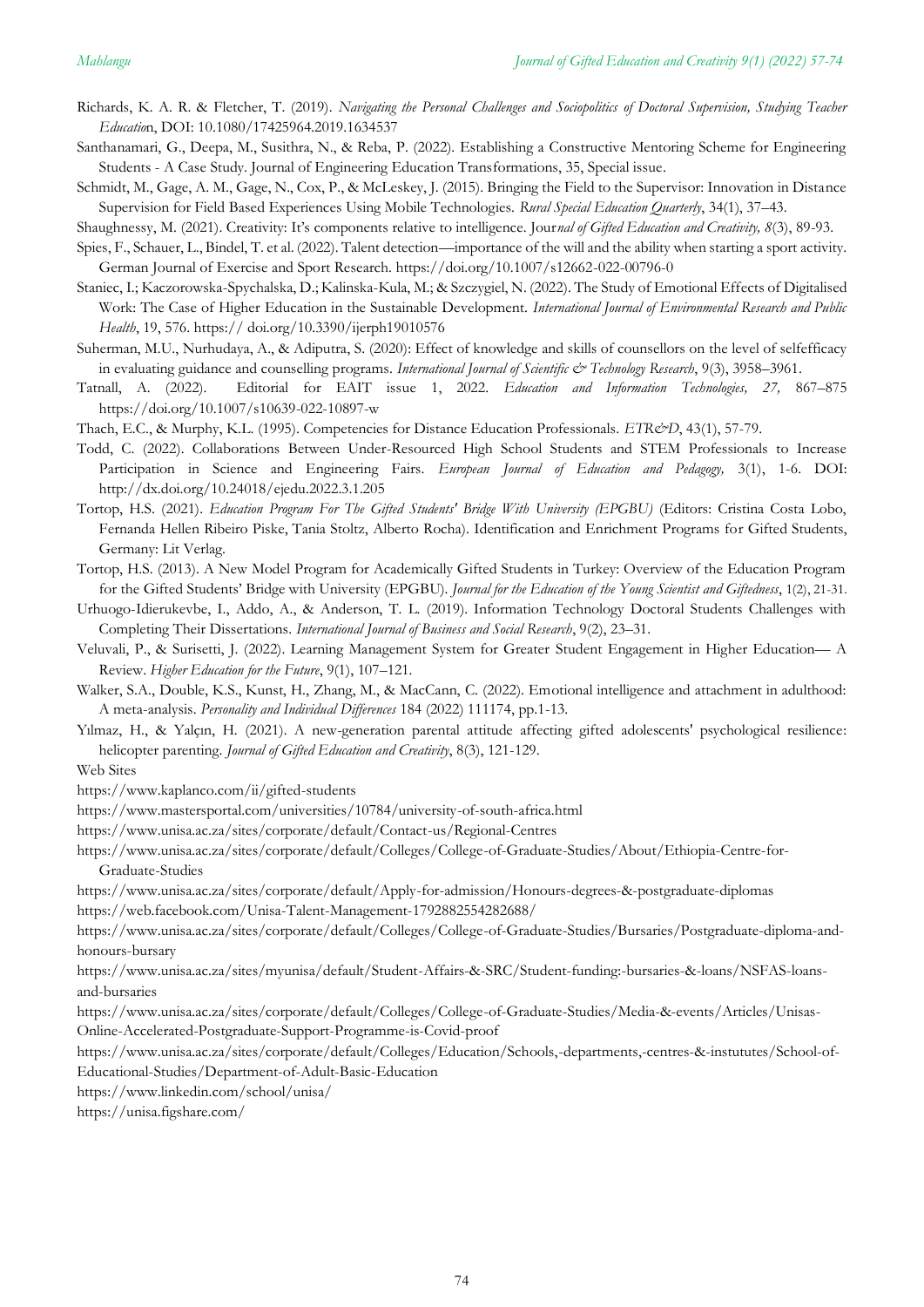Richards, K. A. R. & Fletcher, T. (2019). *Navigating the Personal Challenges and Sociopolitics of Doctoral Supervision, Studying Teacher Education*, DOI: 10.1080/17425964.2019.1634537

Santhanamari, G., Deepa, M., Susithra, N., & Reba, P. (2022). Establishing a Constructive Mentoring Scheme for Engineering Students - A Case Study. Journal of Engineering Education Transformations, 35, Special issue.

Schmidt, M., Gage, A. M., Gage, N., Cox, P., & McLeskey, J. (2015). Bringing the Field to the Supervisor: Innovation in Distance Supervision for Field Based Experiences Using Mobile Technologies. *Rural Special Education Quarterly*, 34(1), 37–43.

Shaughnessy, M. (2021). Creativity: It's components relative to intelligence. *Journal of Gifted Education and Creativity, 8*(3), 89-93.

Spies, F., Schauer, L., Bindel, T. et al. (2022). Talent detection—importance of the will and the ability when starting a sport activity. German Journal of Exercise and Sport Research. https://doi.org/10.1007/s12662-022-00796-0

Staniec, I.; Kaczorowska-Spychalska, D.; Kalinska-Kula, M.; & Szczygiel, N. (2022). The Study of Emotional Effects of Digitalised Work: The Case of Higher Education in the Sustainable Development. *International Journal of Environmental Research and Public Health*, 19, 576. https:// doi.org/10.3390/ijerph19010576

Suherman, M.U., Nurhudaya, A., & Adiputra, S. (2020): Effect of knowledge and skills of counsellors on the level of selfefficacy in evaluating guidance and counselling programs. *International Journal of Scientific & Technology Research*, 9(3), 3958–3961.

Tatnall, A. (2022). Editorial for EAIT issue 1, 2022. *Education and Information Technologies, 27,* 867–875 https://doi.org/10.1007/s10639-022-10897-w

Thach, E.C., & Murphy, K.L. (1995). Competencies for Distance Education Professionals. *ETR&D*, 43(1), 57-79.

Todd, C. (2022). Collaborations Between Under-Resourced High School Students and STEM Professionals to Increase Participation in Science and Engineering Fairs. *European Journal of Education and Pedagogy,* 3(1), 1-6. DOI: http://dx.doi.org/10.24018/ejedu.2022.3.1.205

Tortop, H.S. (2021). *Education Program For The Gifted Students' Bridge With University (EPGBU)* (Editors: Cristina Costa Lobo, Fernanda Hellen Ribeiro Piske, Tania Stoltz, Alberto Rocha). Identification and Enrichment Programs for Gifted Students, Germany: Lit Verlag.

Tortop, H.S. (2013). A New Model Program for Academically Gifted Students in Turkey: Overview of the Education Program for the Gifted Students' Bridge with University (EPGBU). *Journal for the Education of the Young Scientist and Giftedness*, 1(2), 21-31.

Urhuogo-Idierukevbe, I., Addo, A., & Anderson, T. L. (2019). Information Technology Doctoral Students Challenges with Completing Their Dissertations. *International Journal of Business and Social Research*, 9(2), 23–31.

Veluvali, P., & Surisetti, J. (2022). Learning Management System for Greater Student Engagement in Higher Education— A Review. *Higher Education for the Future*, 9(1), 107–121.

Walker, S.A., Double, K.S., Kunst, H., Zhang, M., & MacCann, C. (2022). Emotional intelligence and attachment in adulthood: A meta-analysis. *Personality and Individual Differences* 184 (2022) 111174, pp.1-13.

Yılmaz, H., & Yalçın, H. (2021). A new-generation parental attitude affecting gifted adolescents' psychological resilience: helicopter parenting. *Journal of Gifted Education and Creativity*, 8(3), 121-129.

Web Sites

https://www.kaplanco.com/ii/gifted-students

https://www.mastersportal.com/universities/10784/university-of-south-africa.html

https://www.unisa.ac.za/sites/corporate/default/Contact-us/Regional-Centres

https://www.unisa.ac.za/sites/corporate/default/Colleges/College-of-Graduate-Studies/About/Ethiopia-Centre-for-Graduate-Studies

https://www.unisa.ac.za/sites/corporate/default/Apply-for-admission/Honours-degrees-&-postgraduate-diplomas

https://web.facebook.com/Unisa-Talent-Management-1792882554282688/

https://www.unisa.ac.za/sites/corporate/default/Colleges/College-of-Graduate-Studies/Bursaries/Postgraduate-diploma-and-honours-bursary

https://www.unisa.ac.za/sites/myunisa/default/Student-Affairs-&-SRC/Student-funding:-bursaries-&-loans/NSFAS-loans-and-bursaries

https://www.unisa.ac.za/sites/corporate/default/Colleges/College-of-Graduate-Studies/Media-&-events/Articles/Unisas-Online-Accelerated-Postgraduate-Support-Programme-is-Covid-proof

https://www.unisa.ac.za/sites/corporate/default/Colleges/Education/Schools,-departments,-centres-&-instutites/School-of-Educational-Studies/Department-of-Adult-Basic-Education

https://www.linkedin.com/school/unisa/

https://unisa.figshare.com/